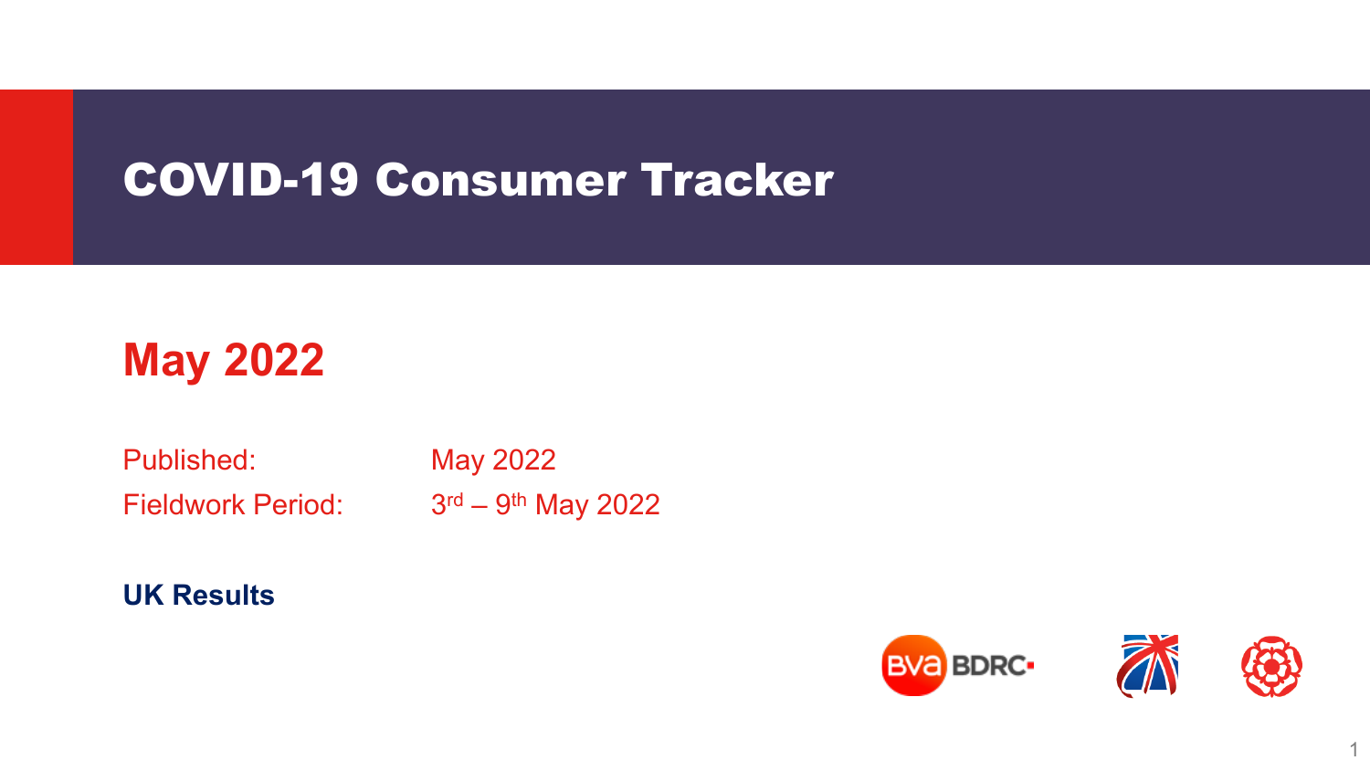# COVID-19 Consumer Tracker

## May 2022

Published: May 2022

Fieldwork Period: 3rd – 9th May 2022

**UK Results**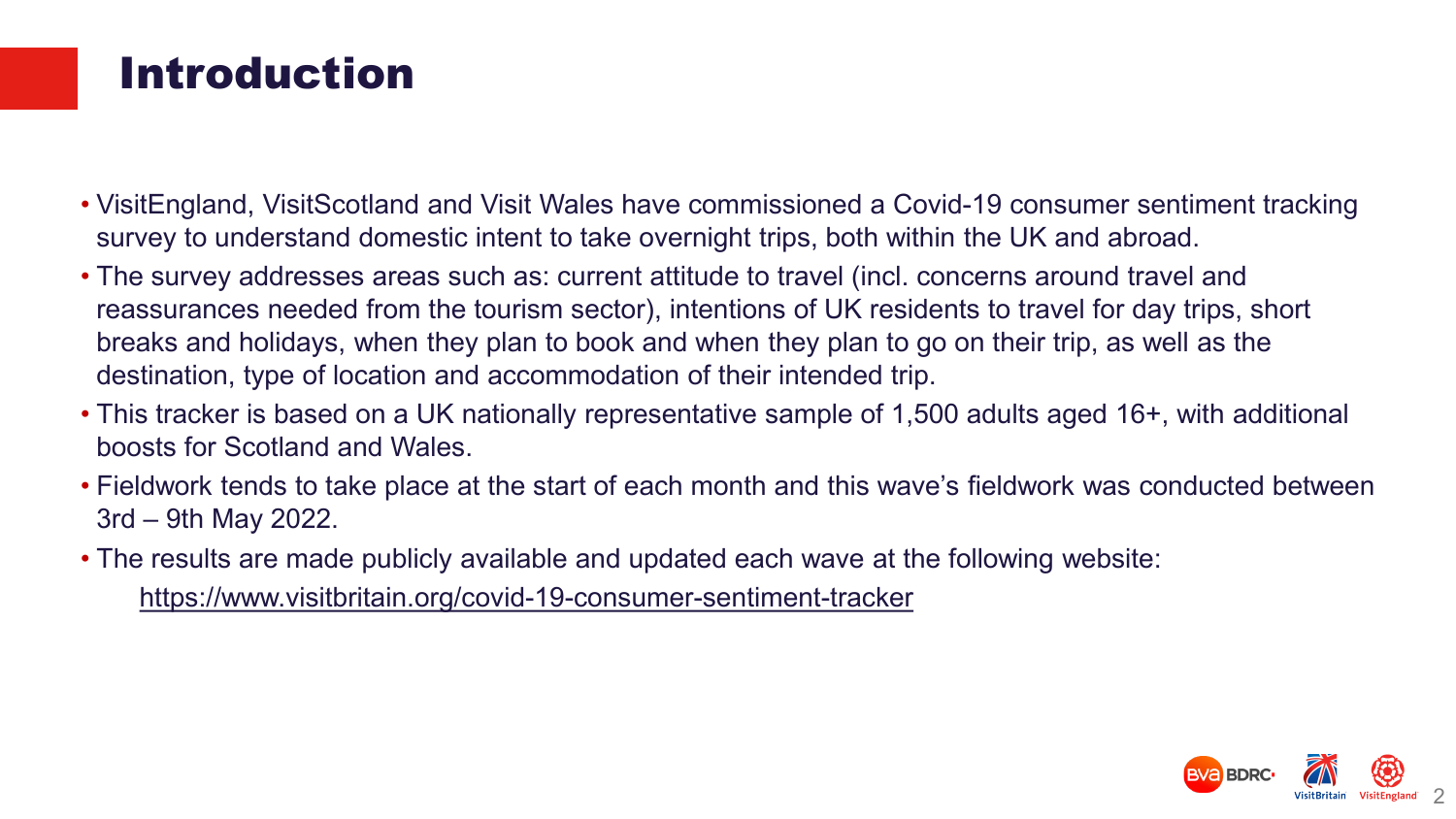# Introduction

- VisitEngland, VisitScotland and Visit Wales have commissioned a Covid-19 consumer sentiment tracking survey to understand domestic intent to take overnight trips, both within the UK and abroad.
- The survey addresses areas such as: current attitude to travel (incl. concerns around travel and reassurances needed from the tourism sector), intentions of UK residents to travel for day trips, short breaks and holidays, when they plan to book and when they plan to go on their trip, as well as the destination, type of location and accommodation of their intended trip.
- This tracker is based on a UK nationally representative sample of 1,500 adults aged 16+, with additional boosts for Scotland and Wales.
- Fieldwork tends to take place at the start of each month and this wave's fieldwork was conducted between 3rd – 9th May 2022.
- The results are made publicly available and updated each wave at the following website:

  https://www.visitbritain.org/covid-19-consumer-sentiment-tracker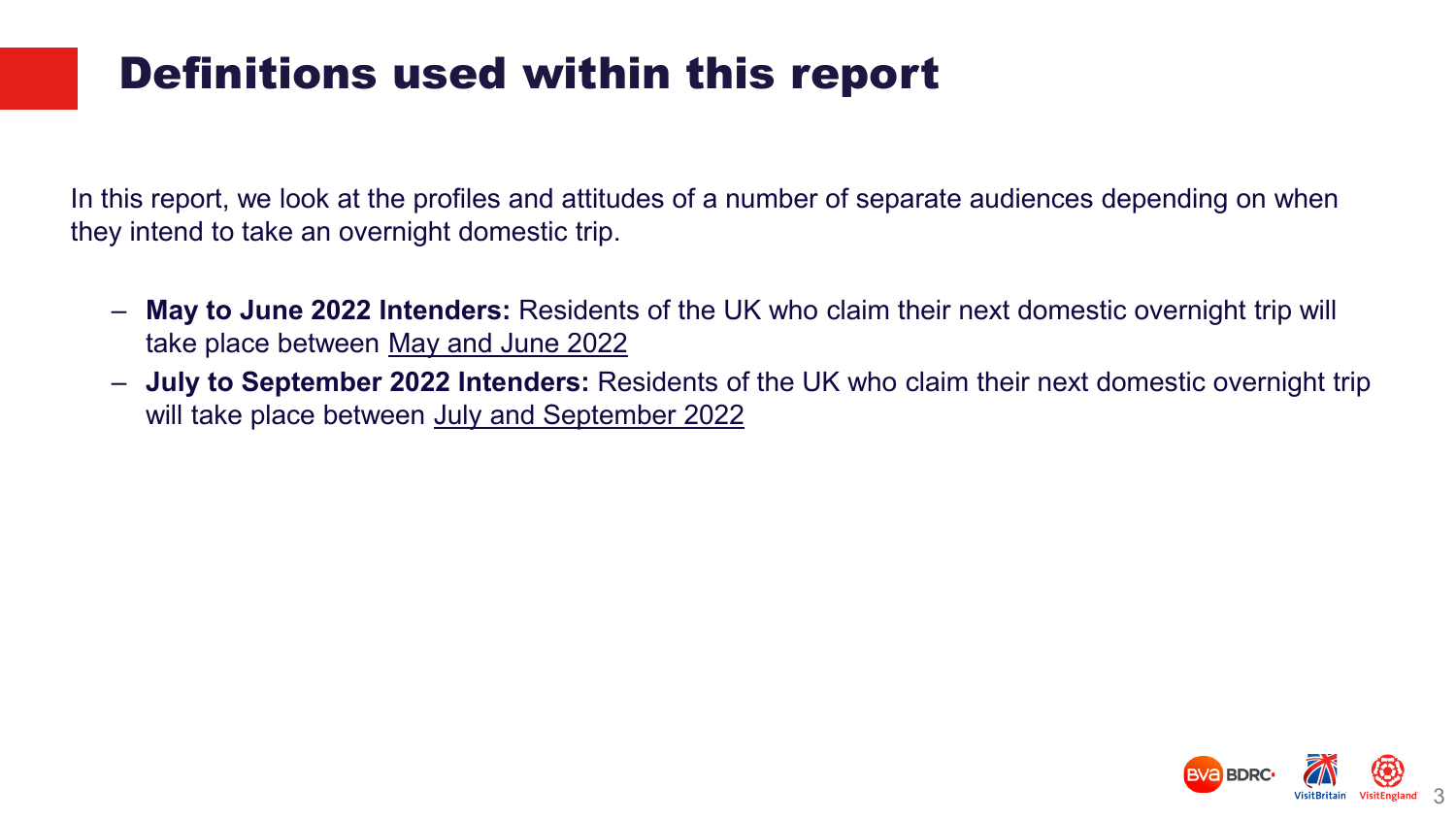# Definitions used within this report

In this report, we look at the profiles and attitudes of a number of separate audiences depending on when they intend to take an overnight domestic trip.

- **May to June 2022 Intenders:** Residents of the UK who claim their next domestic overnight trip will take place between <u>May and June 2022</u>
- **July to September 2022 Intenders:** Residents of the UK who claim their next domestic overnight trip will take place between <u>July and September 2022</u>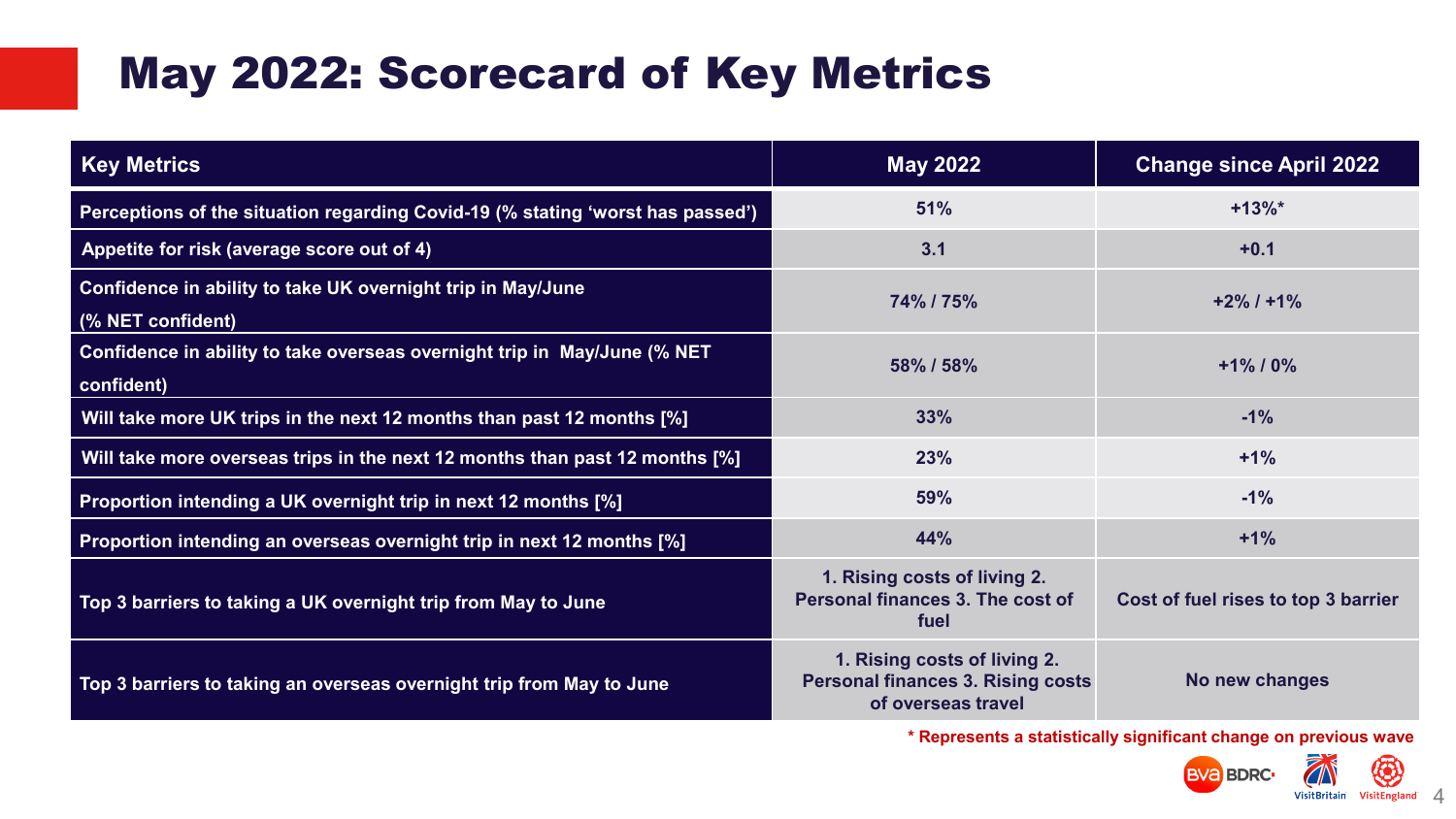# May 2022: Scorecard of Key Metrics

| Key Metrics | May 2022 | Change since April 2022 |
|---|---|---|
| Perceptions of the situation regarding Covid-19 (% stating 'worst has passed') | 51% | +13%* |
| Appetite for risk (average score out of 4) | 3.1 | +0.1 |
| Confidence in ability to take UK overnight trip in May/June (% NET confident) | 74% / 75% | +2% / +1% |
| Confidence in ability to take overseas overnight trip in May/June (% NET confident) | 58% / 58% | +1% / 0% |
| Will take more UK trips in the next 12 months than past 12 months [%] | 33% | -1% |
| Will take more overseas trips in the next 12 months than past 12 months [%] | 23% | +1% |
| Proportion intending a UK overnight trip in next 12 months [%] | 59% | -1% |
| Proportion intending an overseas overnight trip in next 12 months [%] | 44% | +1% |
| Top 3 barriers to taking a UK overnight trip from May to June | 1. Rising costs of living 2. Personal finances 3. The cost of fuel | Cost of fuel rises to top 3 barrier |
| Top 3 barriers to taking an overseas overnight trip from May to June | 1. Rising costs of living 2. Personal finances 3. Rising costs of overseas travel | No new changes |

* Represents a statistically significant change on previous wave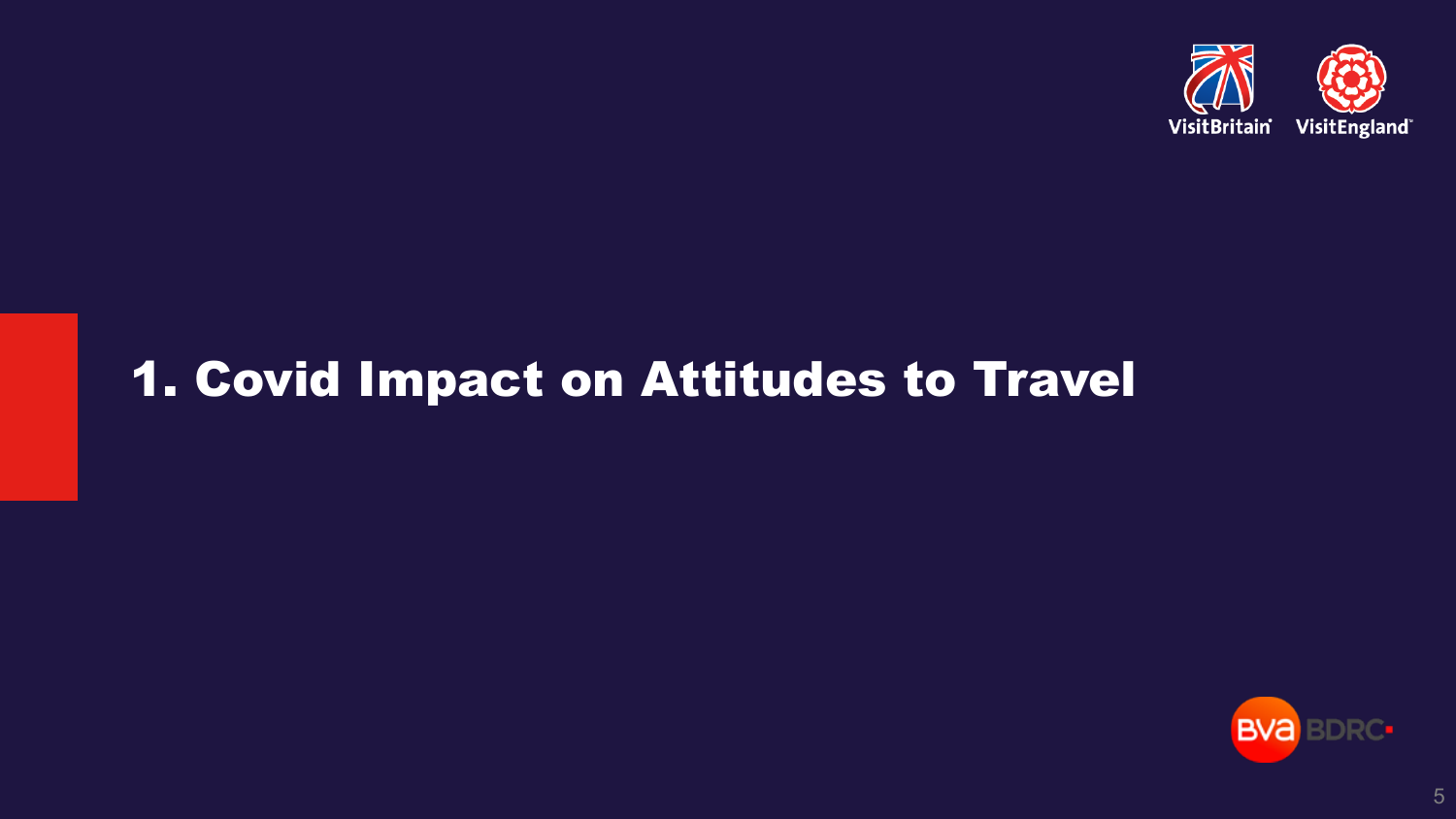# 1. Covid Impact on Attitudes to Travel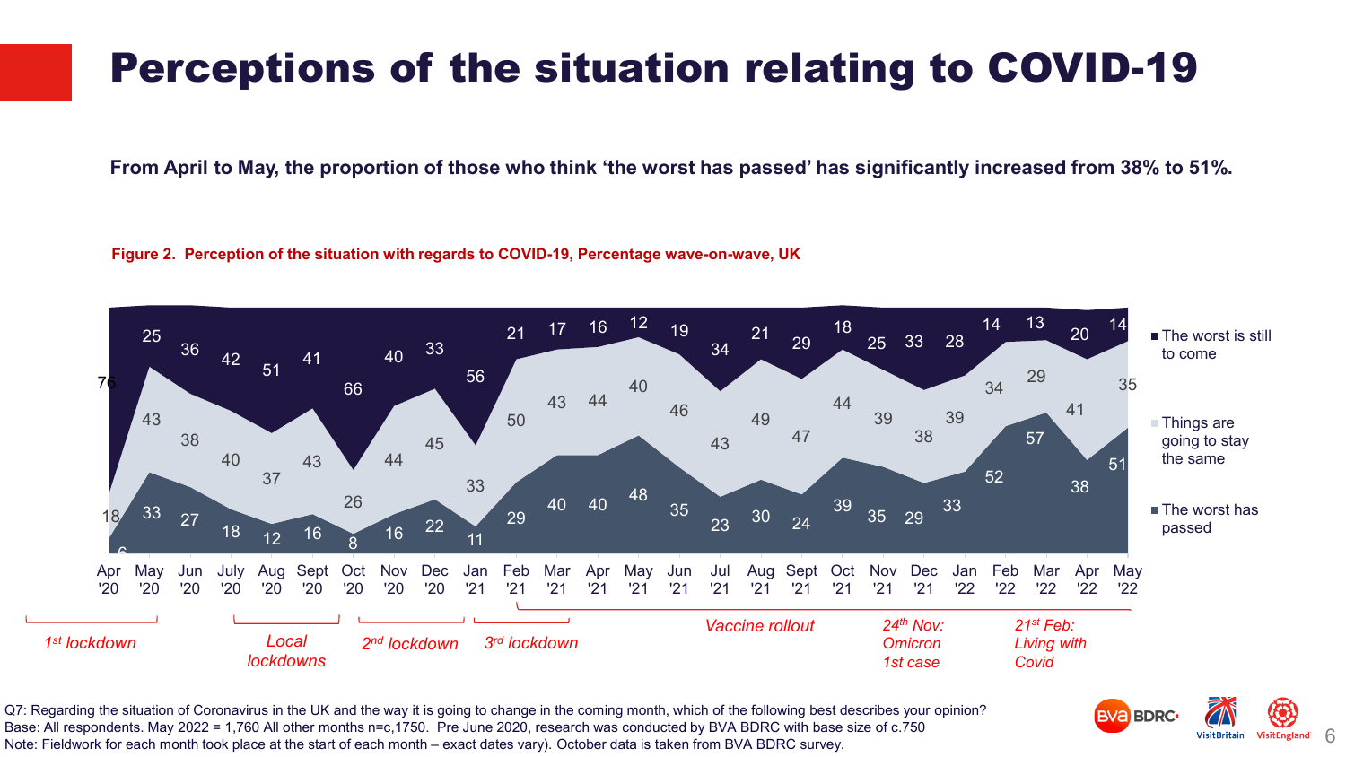# Perceptions of the situation relating to COVID-19

**From April to May, the proportion of those who think 'the worst has passed' has significantly increased from 38% to 51%.**

**Figure 2. Perception of the situation with regards to COVID-19, Percentage wave-on-wave, UK**

| | Apr '20 | May '20 | Jun '20 | July '20 | Aug '20 | Sept '20 | Oct '20 | Nov '20 | Dec '20 | Jan '21 | Feb '21 | Mar '21 | Apr '21 | May '21 | Jun '21 | Jul '21 | Aug '21 | Sept '21 | Oct '21 | Nov '21 | Dec '21 | Jan '22 | Feb '22 | Mar '22 | Apr '22 | May '22 |
|---|---|---|---|---|---|---|---|---|---|---|---|---|---|---|---|---|---|---|---|---|---|---|---|---|---|---|
| The worst is still to come | 76 | 25 | 36 | 42 | 51 | 41 | 66 | 40 | 33 | 56 | 21 | 17 | 16 | 12 | 19 | 34 | 21 | 29 | 18 | 25 | 33 | 28 | 14 | 13 | 20 | 14 |
| Things are going to stay the same | 18 | 43 | 38 | 40 | 37 | 43 | 26 | 44 | 45 | 33 | 50 | 43 | 44 | 40 | 46 | 43 | 49 | 47 | 44 | 39 | 38 | 39 | 34 | 29 | 41 | 35 |
| The worst has passed | 6 | 33 | 27 | 18 | 12 | 16 | 8 | 16 | 22 | 11 | 29 | 40 | 40 | 48 | 35 | 23 | 30 | 24 | 39 | 35 | 29 | 33 | 52 | 57 | 38 | 51 |

Timeline annotations: *1st lockdown* (Apr '20 – May '20); *Local lockdowns* (Jul '20 – Sept '20); *2nd lockdown* (Nov '20 – Dec '20); *3rd lockdown* (Jan '21 – Mar '21); *Vaccine rollout* (Feb '21 – May '22); *24th Nov: Omicron 1st case*; *21st Feb: Living with Covid*

Q7: Regarding the situation of Coronavirus in the UK and the way it is going to change in the coming month, which of the following best describes your opinion?
Base: All respondents. May 2022 = 1,760 All other months n=c,1750. Pre June 2020, research was conducted by BVA BDRC with base size of c.750
Note: Fieldwork for each month took place at the start of each month – exact dates vary). October data is taken from BVA BDRC survey.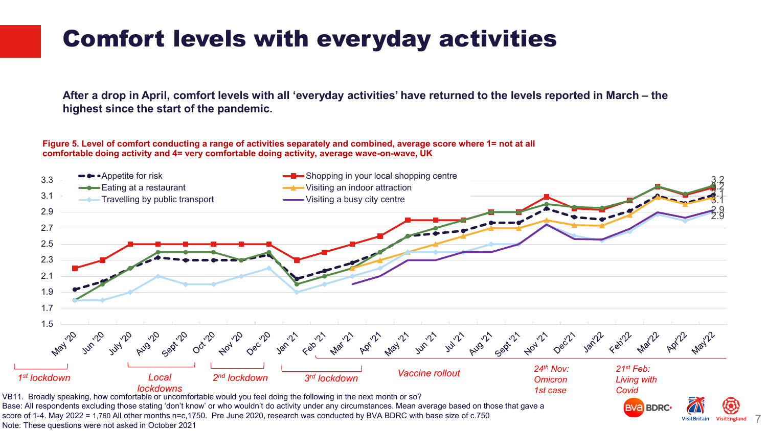# Comfort levels with everyday activities

**After a drop in April, comfort levels with all 'everyday activities' have returned to the levels reported in March – the highest since the start of the pandemic.**

**Figure 5. Level of comfort conducting a range of activities separately and combined, average score where 1= not at all comfortable doing activity and 4= very comfortable doing activity, average wave-on-wave, UK**

VB11. Broadly speaking, how comfortable or uncomfortable would you feel doing the following in the next month or so?
Base: All respondents excluding those stating 'don't know' or who wouldn't do activity under any circumstances. Mean average based on those that gave a score of 1-4. May 2022 = 1,760 All other months n=c,1750. Pre June 2020, research was conducted by BVA BDRC with base size of c.750
Note: These questions were not asked in October 2021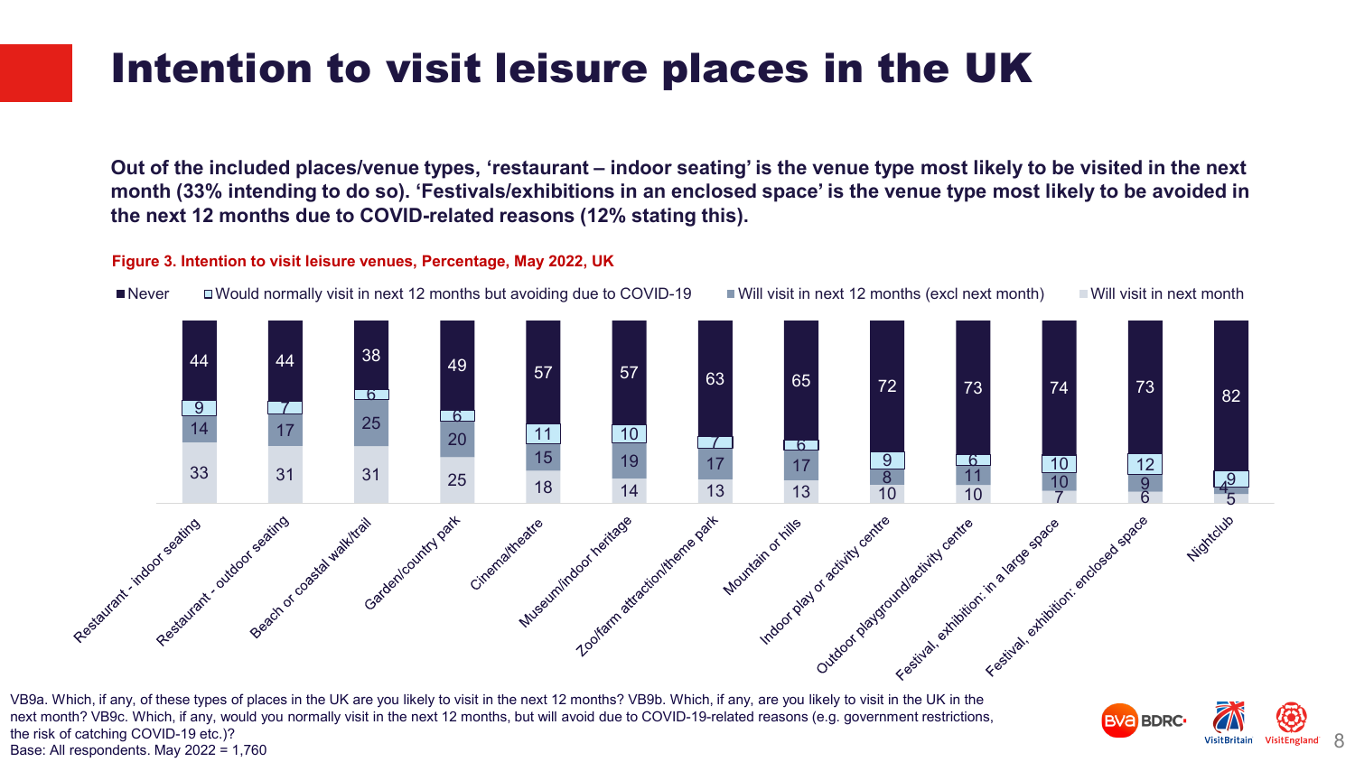# Intention to visit leisure places in the UK

**Out of the included places/venue types, 'restaurant – indoor seating' is the venue type most likely to be visited in the next month (33% intending to do so). 'Festivals/exhibitions in an enclosed space' is the venue type most likely to be avoided in the next 12 months due to COVID-related reasons (12% stating this).**

**Figure 3. Intention to visit leisure venues, Percentage, May 2022, UK**

| Venue | Never | Would normally visit in next 12 months but avoiding due to COVID-19 | Will visit in next 12 months (excl next month) | Will visit in next month |
|---|---|---|---|---|
| Restaurant - indoor seating | 44 | 9 | 14 | 33 |
| Restaurant - outdoor seating | 44 | 7 | 17 | 31 |
| Beach or coastal walk/trail | 38 | 6 | 25 | 31 |
| Garden/country park | 49 | 6 | 20 | 25 |
| Cinema/theatre | 57 | 11 | 15 | 18 |
| Museum/indoor heritage | 57 | 10 | 19 | 14 |
| Zoo/farm attraction/theme park | 63 | 7 | 17 | 13 |
| Mountain or hills | 65 | 6 | 17 | 13 |
| Indoor play or activity centre | 72 | 9 | 8 | 10 |
| Outdoor playground/activity centre | 73 | 6 | 11 | 10 |
| Festival, exhibition: in a large space | 74 | 10 | 10 | 7 |
| Festival, exhibition: enclosed space | 73 | 12 | 9 | 6 |
| Nightclub | 82 | 9 | 4 | 5 |

VB9a. Which, if any, of these types of places in the UK are you likely to visit in the next 12 months? VB9b. Which, if any, are you likely to visit in the UK in the next month? VB9c. Which, if any, would you normally visit in the next 12 months, but will avoid due to COVID-19-related reasons (e.g. government restrictions, the risk of catching COVID-19 etc.)?
Base: All respondents. May 2022 = 1,760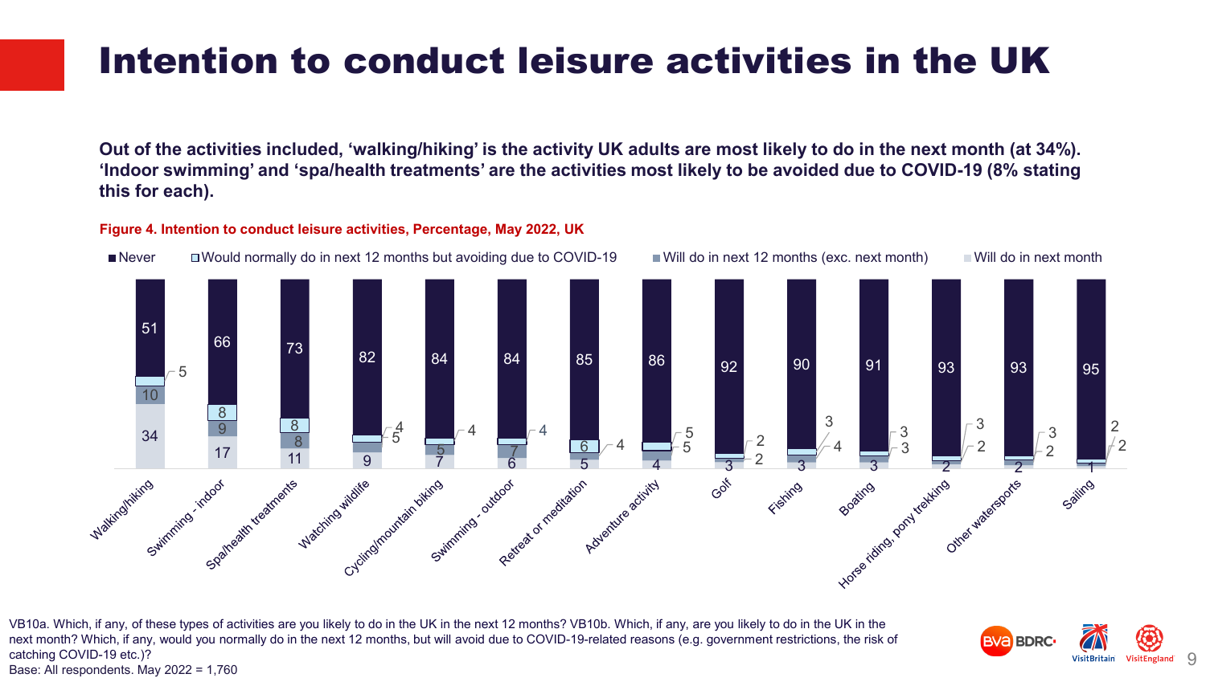# Intention to conduct leisure activities in the UK

**Out of the activities included, 'walking/hiking' is the activity UK adults are most likely to do in the next month (at 34%). 'Indoor swimming' and 'spa/health treatments' are the activities most likely to be avoided due to COVID-19 (8% stating this for each).**

**Figure 4. Intention to conduct leisure activities, Percentage, May 2022, UK**

| Activity | Never | Would normally do in next 12 months but avoiding due to COVID-19 | Will do in next 12 months (exc. next month) | Will do in next month |
|---|---|---|---|---|
| Walking/hiking | 51 | 5 | 10 | 34 |
| Swimming - indoor | 66 | 8 | 9 | 17 |
| Spa/health treatments | 73 | 8 | 8 | 11 |
| Watching wildlife | 82 | 4 | 5 | 9 |
| Cycling/mountain biking | 84 | 4 | 5 | 7 |
| Swimming - outdoor | 84 | 4 | 7 | 6 |
| Retreat or meditation | 85 | 6 | 4 | 5 |
| Adventure activity | 86 | 5 | 5 | 4 |
| Golf | 92 | 2 | 2 | 3 |
| Fishing | 90 | 3 | 4 | 3 |
| Boating | 91 | 3 | 3 | 3 |
| Horse riding, pony trekking | 93 | 3 | 2 | 2 |
| Other watersports | 93 | 3 | 2 | 2 |
| Sailing | 95 | 2 | 2 | 1 |

VB10a. Which, if any, of these types of activities are you likely to do in the UK in the next 12 months? VB10b. Which, if any, are you likely to do in the UK in the next month? Which, if any, would you normally do in the next 12 months, but will avoid due to COVID-19-related reasons (e.g. government restrictions, the risk of catching COVID-19 etc.)?
Base: All respondents. May 2022 = 1,760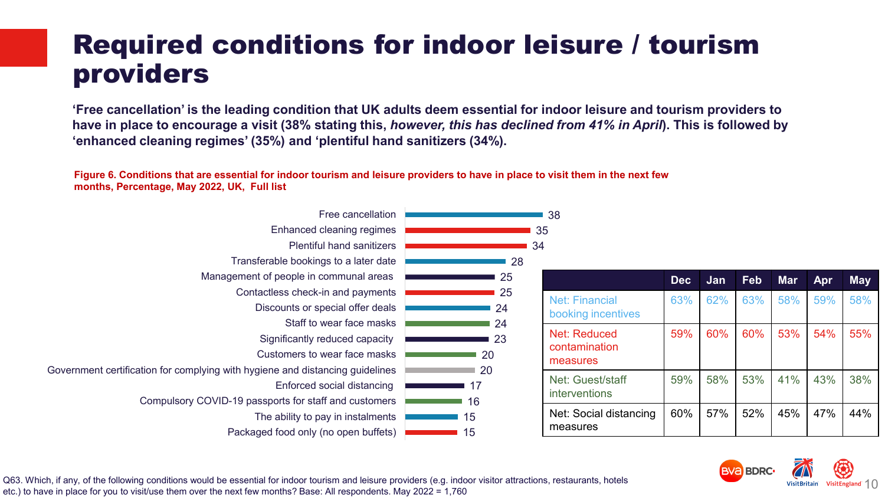# Required conditions for indoor leisure / tourism providers

**'Free cancellation' is the leading condition that UK adults deem essential for indoor leisure and tourism providers to have in place to encourage a visit (38% stating this, *however, this has declined from 41% in April*). This is followed by 'enhanced cleaning regimes' (35%) and 'plentiful hand sanitizers (34%).**

**Figure 6. Conditions that are essential for indoor tourism and leisure providers to have in place to visit them in the next few months, Percentage, May 2022, UK, Full list**

| Condition | % |
|---|---|
| Free cancellation | 38 |
| Enhanced cleaning regimes | 35 |
| Plentiful hand sanitizers | 34 |
| Transferable bookings to a later date | 28 |
| Management of people in communal areas | 25 |
| Contactless check-in and payments | 25 |
| Discounts or special offer deals | 24 |
| Staff to wear face masks | 24 |
| Significantly reduced capacity | 23 |
| Customers to wear face masks | 20 |
| Government certification for complying with hygiene and distancing guidelines | 20 |
| Enforced social distancing | 17 |
| Compulsory COVID-19 passports for staff and customers | 16 |
| The ability to pay in instalments | 15 |
| Packaged food only (no open buffets) | 15 |

| | Dec | Jan | Feb | Mar | Apr | May |
|---|---|---|---|---|---|---|
| Net: Financial booking incentives | 63% | 62% | 63% | 58% | 59% | 58% |
| Net: Reduced contamination measures | 59% | 60% | 60% | 53% | 54% | 55% |
| Net: Guest/staff interventions | 59% | 58% | 53% | 41% | 43% | 38% |
| Net: Social distancing measures | 60% | 57% | 52% | 45% | 47% | 44% |

Q63. Which, if any, of the following conditions would be essential for indoor tourism and leisure providers (e.g. indoor visitor attractions, restaurants, hotels etc.) to have in place for you to visit/use them over the next few months? Base: All respondents. May 2022 = 1,760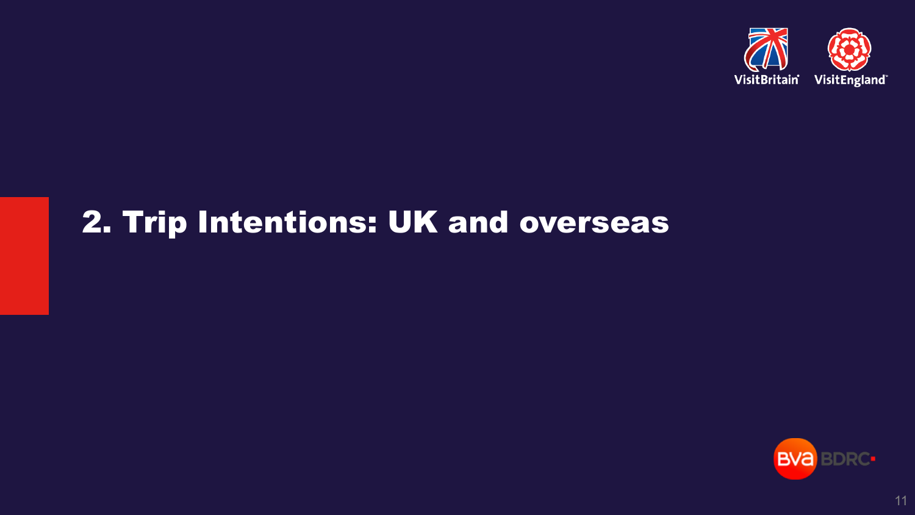# 2. Trip Intentions: UK and overseas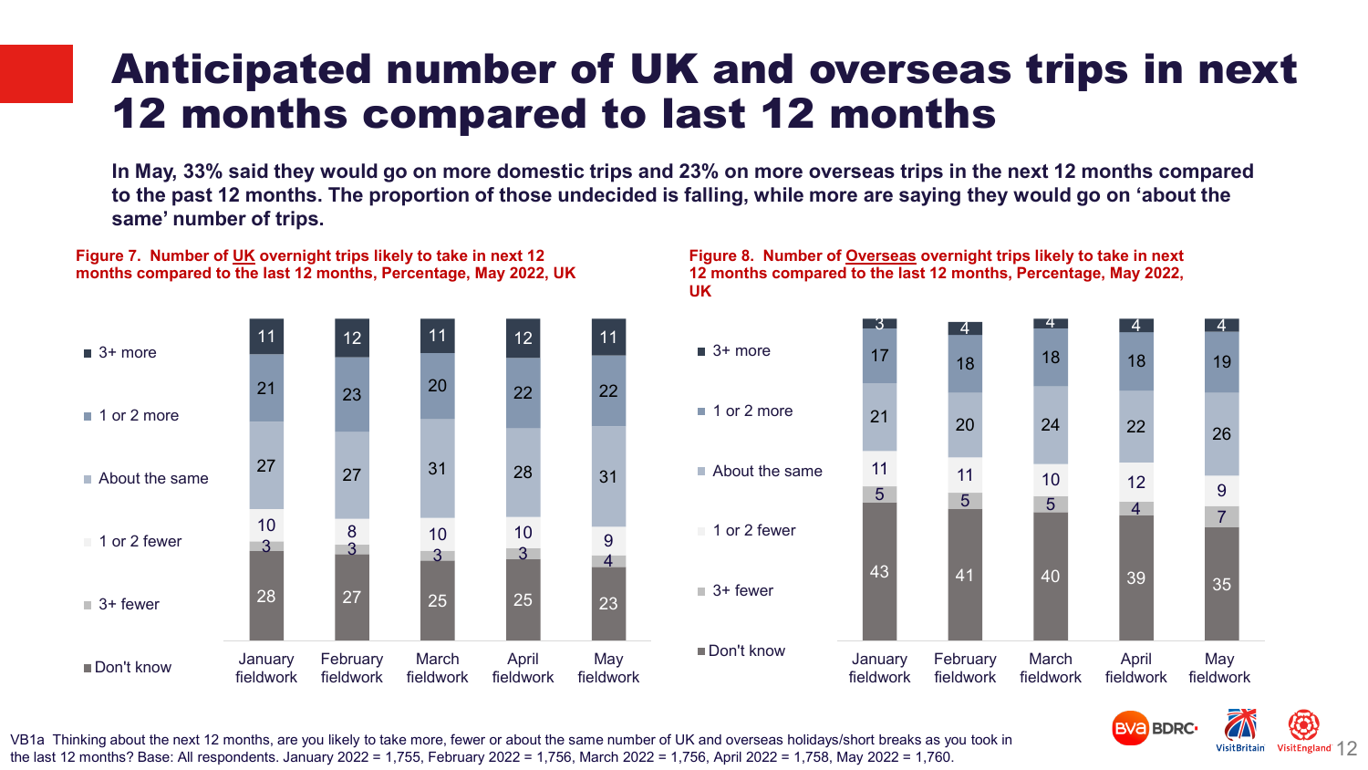# Anticipated number of UK and overseas trips in next 12 months compared to last 12 months

**In May, 33% said they would go on more domestic trips and 23% on more overseas trips in the next 12 months compared to the past 12 months. The proportion of those undecided is falling, while more are saying they would go on 'about the same' number of trips.**

**Figure 7. Number of UK overnight trips likely to take in next 12 months compared to the last 12 months, Percentage, May 2022, UK**

| | January fieldwork | February fieldwork | March fieldwork | April fieldwork | May fieldwork |
|---|---|---|---|---|---|
| 3+ more | 11 | 12 | 11 | 12 | 11 |
| 1 or 2 more | 21 | 23 | 20 | 22 | 22 |
| About the same | 27 | 27 | 31 | 28 | 31 |
| 1 or 2 fewer | 10 | 8 | 10 | 10 | 9 |
| 3+ fewer | 3 | 3 | 3 | 3 | 4 |
| Don't know | 28 | 27 | 25 | 25 | 23 |

**Figure 8. Number of Overseas overnight trips likely to take in next 12 months compared to the last 12 months, Percentage, May 2022, UK**

| | January fieldwork | February fieldwork | March fieldwork | April fieldwork | May fieldwork |
|---|---|---|---|---|---|
| 3+ more | 3 | 4 | 4 | 4 | 4 |
| 1 or 2 more | 17 | 18 | 18 | 18 | 19 |
| About the same | 21 | 20 | 24 | 22 | 26 |
| 1 or 2 fewer | 11 | 11 | 10 | 12 | 9 |
| 3+ fewer | 5 | 5 | 5 | 4 | 7 |
| Don't know | 43 | 41 | 40 | 39 | 35 |

VB1a Thinking about the next 12 months, are you likely to take more, fewer or about the same number of UK and overseas holidays/short breaks as you took in the last 12 months? Base: All respondents. January 2022 = 1,755, February 2022 = 1,756, March 2022 = 1,756, April 2022 = 1,758, May 2022 = 1,760.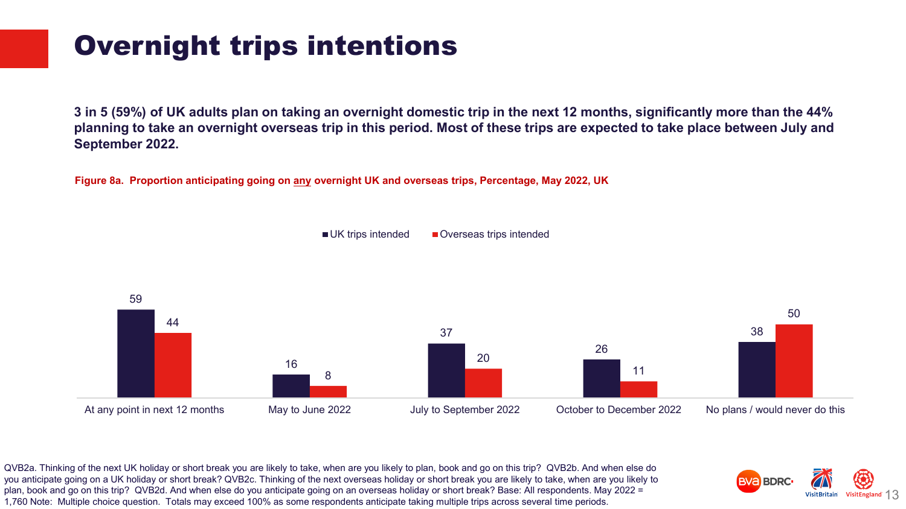# Overnight trips intentions

**3 in 5 (59%) of UK adults plan on taking an overnight domestic trip in the next 12 months, significantly more than the 44% planning to take an overnight overseas trip in this period. Most of these trips are expected to take place between July and September 2022.**

**Figure 8a. Proportion anticipating going on any overnight UK and overseas trips, Percentage, May 2022, UK**

| | UK trips intended | Overseas trips intended |
|---|---|---|
| At any point in next 12 months | 59 | 44 |
| May to June 2022 | 16 | 8 |
| July to September 2022 | 37 | 20 |
| October to December 2022 | 26 | 11 |
| No plans / would never do this | 38 | 50 |

QVB2a. Thinking of the next UK holiday or short break you are likely to take, when are you likely to plan, book and go on this trip? QVB2b. And when else do you anticipate going on a UK holiday or short break? QVB2c. Thinking of the next overseas holiday or short break you are likely to take, when are you likely to plan, book and go on this trip? QVB2d. And when else do you anticipate going on an overseas holiday or short break? Base: All respondents. May 2022 = 1,760 Note: Multiple choice question. Totals may exceed 100% as some respondents anticipate taking multiple trips across several time periods.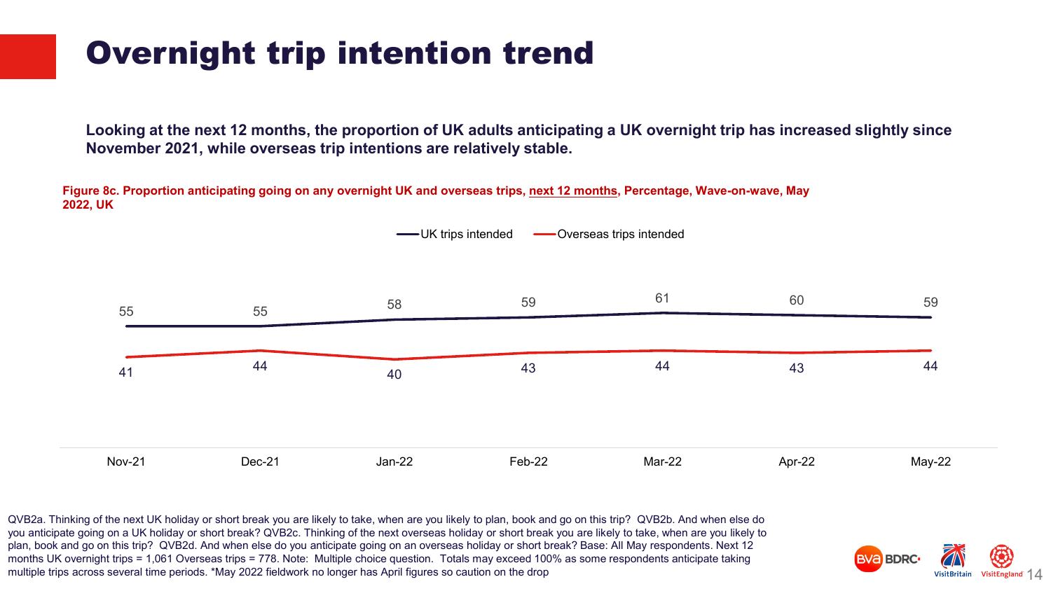# Overnight trip intention trend

**Looking at the next 12 months, the proportion of UK adults anticipating a UK overnight trip has increased slightly since November 2021, while overseas trip intentions are relatively stable.**

**Figure 8c. Proportion anticipating going on any overnight UK and overseas trips, next 12 months, Percentage, Wave-on-wave, May 2022, UK**

| | Nov-21 | Dec-21 | Jan-22 | Feb-22 | Mar-22 | Apr-22 | May-22 |
|---|---|---|---|---|---|---|---|
| UK trips intended | 55 | 55 | 58 | 59 | 61 | 60 | 59 |
| Overseas trips intended | 41 | 44 | 40 | 43 | 44 | 43 | 44 |

QVB2a. Thinking of the next UK holiday or short break you are likely to take, when are you likely to plan, book and go on this trip? QVB2b. And when else do you anticipate going on a UK holiday or short break? QVB2c. Thinking of the next overseas holiday or short break you are likely to take, when are you likely to plan, book and go on this trip? QVB2d. And when else do you anticipate going on an overseas holiday or short break? Base: All May respondents. Next 12 months UK overnight trips = 1,061 Overseas trips = 778. Note: Multiple choice question. Totals may exceed 100% as some respondents anticipate taking multiple trips across several time periods. *May 2022 fieldwork no longer has April figures so caution on the drop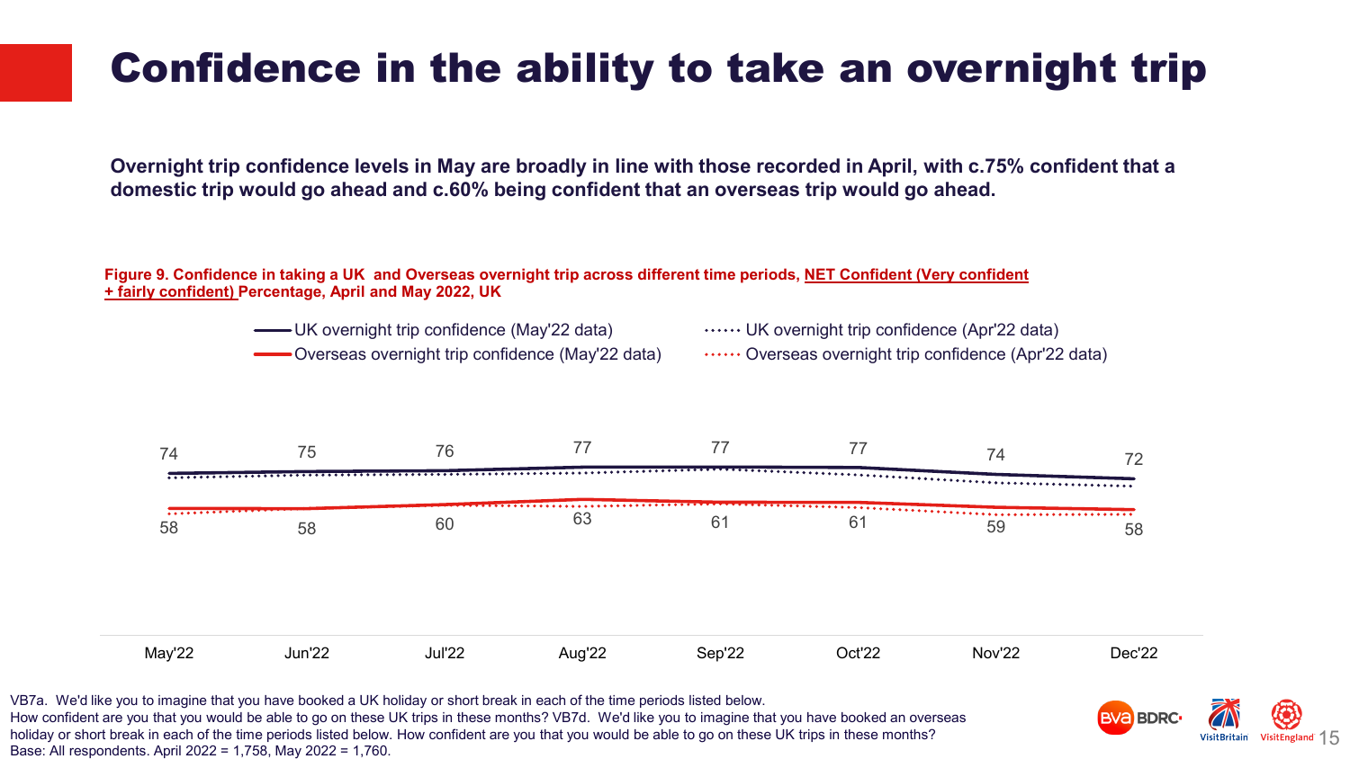# Confidence in the ability to take an overnight trip

**Overnight trip confidence levels in May are broadly in line with those recorded in April, with c.75% confident that a domestic trip would go ahead and c.60% being confident that an overseas trip would go ahead.**

**Figure 9. Confidence in taking a UK and Overseas overnight trip across different time periods, NET Confident (Very confident + fairly confident) Percentage, April and May 2022, UK**

| | May'22 | Jun'22 | Jul'22 | Aug'22 | Sep'22 | Oct'22 | Nov'22 | Dec'22 |
|---|---|---|---|---|---|---|---|---|
| UK overnight trip confidence (May'22 data) | 74 | 75 | 76 | 77 | 77 | 77 | 74 | 72 |
| Overseas overnight trip confidence (May'22 data) | 58 | 58 | 60 | 63 | 61 | 61 | 59 | 58 |

Legend: UK overnight trip confidence (May'22 data); UK overnight trip confidence (Apr'22 data); Overseas overnight trip confidence (May'22 data); Overseas overnight trip confidence (Apr'22 data)

VB7a. We'd like you to imagine that you have booked a UK holiday or short break in each of the time periods listed below.
How confident are you that you would be able to go on these UK trips in these months? VB7d. We'd like you to imagine that you have booked an overseas holiday or short break in each of the time periods listed below. How confident are you that you would be able to go on these UK trips in these months?
Base: All respondents. April 2022 = 1,758, May 2022 = 1,760.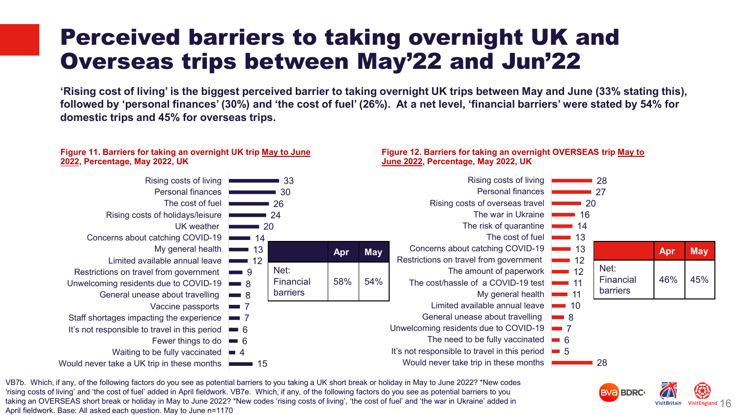# Perceived barriers to taking overnight UK and Overseas trips between May'22 and Jun'22

**'Rising cost of living' is the biggest perceived barrier to taking overnight UK trips between May and June (33% stating this), followed by 'personal finances' (30%) and 'the cost of fuel' (26%). At a net level, 'financial barriers' were stated by 54% for domestic trips and 45% for overseas trips.**

**Figure 11. Barriers for taking an overnight UK trip May to June 2022, Percentage, May 2022, UK**

| Barrier | % |
|---|---|
| Rising costs of living | 33 |
| Personal finances | 30 |
| The cost of fuel | 26 |
| Rising costs of holidays/leisure | 24 |
| UK weather | 20 |
| Concerns about catching COVID-19 | 14 |
| My general health | 13 |
| Limited available annual leave | 12 |
| Restrictions on travel from government | 9 |
| Unwelcoming residents due to COVID-19 | 8 |
| General unease about travelling | 8 |
| Vaccine passports | 7 |
| Staff shortages impacting the experience | 7 |
| It's not responsible to travel in this period | 6 |
| Fewer things to do | 6 |
| Waiting to be fully vaccinated | 4 |
| Would never take a UK trip in these months | 15 |

| | Apr | May |
|---|---|---|
| Net: Financial barriers | 58% | 54% |

**Figure 12. Barriers for taking an overnight OVERSEAS trip May to June 2022, Percentage, May 2022, UK**

| Barrier | % |
|---|---|
| Rising costs of living | 28 |
| Personal finances | 27 |
| Rising costs of overseas travel | 20 |
| The war in Ukraine | 16 |
| The risk of quarantine | 14 |
| The cost of fuel | 13 |
| Concerns about catching COVID-19 | 13 |
| Restrictions on travel from government | 12 |
| The amount of paperwork | 12 |
| The cost/hassle of a COVID-19 test | 11 |
| My general health | 11 |
| Limited available annual leave | 10 |
| General unease about travelling | 8 |
| Unwelcoming residents due to COVID-19 | 7 |
| The need to be fully vaccinated | 6 |
| It's not responsible to travel in this period | 5 |
| Would never take trip in these months | 28 |

| | Apr | May |
|---|---|---|
| Net: Financial barriers | 46% | 45% |

VB7b. Which, if any, of the following factors do you see as potential barriers to you taking a UK short break or holiday in May to June 2022? *New codes 'rising costs of living' and 'the cost of fuel' added in April fieldwork. VB7e. Which, if any, of the following factors do you see as potential barriers to you taking an OVERSEAS short break or holiday in May to June 2022? *New codes 'rising costs of living', 'the cost of fuel' and 'the war in Ukraine' added in April fieldwork. Base: All asked each question. May to June n=1170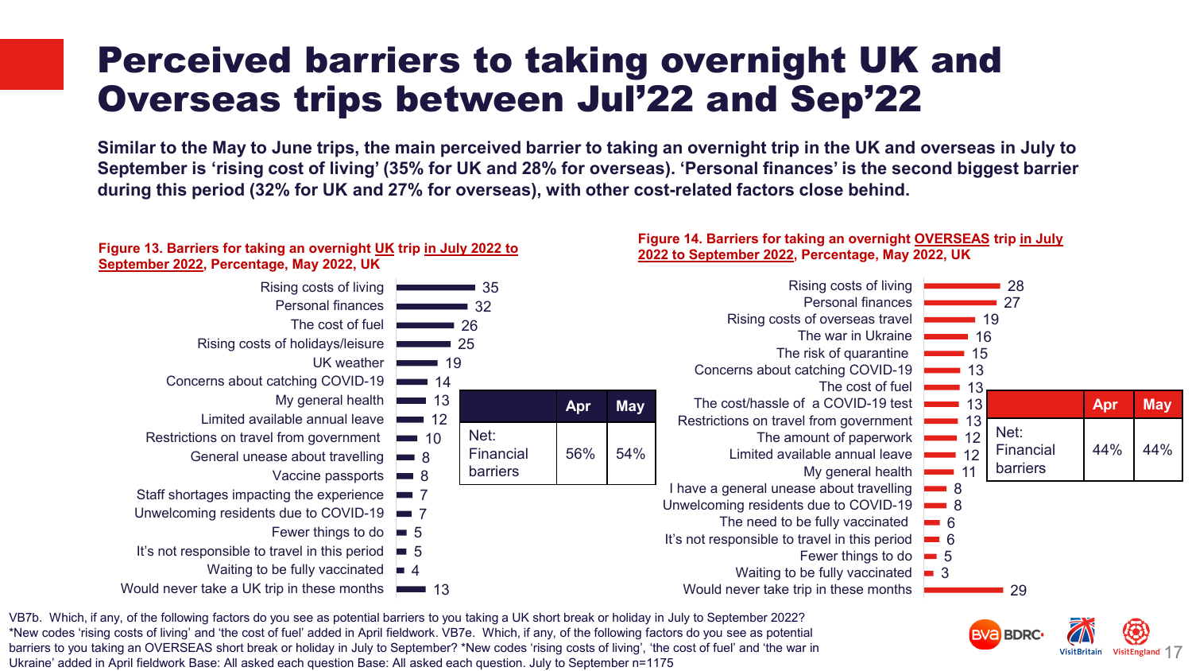# Perceived barriers to taking overnight UK and Overseas trips between Jul'22 and Sep'22

**Similar to the May to June trips, the main perceived barrier to taking an overnight trip in the UK and overseas in July to September is 'rising cost of living' (35% for UK and 28% for overseas). 'Personal finances' is the second biggest barrier during this period (32% for UK and 27% for overseas), with other cost-related factors close behind.**

**Figure 13. Barriers for taking an overnight UK trip in July 2022 to September 2022, Percentage, May 2022, UK**

| Barrier | % |
|---|---|
| Rising costs of living | 35 |
| Personal finances | 32 |
| The cost of fuel | 26 |
| Rising costs of holidays/leisure | 25 |
| UK weather | 19 |
| Concerns about catching COVID-19 | 14 |
| My general health | 13 |
| Limited available annual leave | 12 |
| Restrictions on travel from government | 10 |
| General unease about travelling | 8 |
| Vaccine passports | 8 |
| Staff shortages impacting the experience | 7 |
| Unwelcoming residents due to COVID-19 | 7 |
| Fewer things to do | 5 |
| It's not responsible to travel in this period | 5 |
| Waiting to be fully vaccinated | 4 |
| Would never take a UK trip in these months | 13 |

| | Apr | May |
|---|---|---|
| Net: Financial barriers | 56% | 54% |

**Figure 14. Barriers for taking an overnight OVERSEAS trip in July 2022 to September 2022, Percentage, May 2022, UK**

| Barrier | % |
|---|---|
| Rising costs of living | 28 |
| Personal finances | 27 |
| Rising costs of overseas travel | 19 |
| The war in Ukraine | 16 |
| The risk of quarantine | 15 |
| Concerns about catching COVID-19 | 13 |
| The cost of fuel | 13 |
| The cost/hassle of a COVID-19 test | 13 |
| Restrictions on travel from government | 13 |
| The amount of paperwork | 12 |
| Limited available annual leave | 12 |
| My general health | 11 |
| I have a general unease about travelling | 8 |
| Unwelcoming residents due to COVID-19 | 8 |
| The need to be fully vaccinated | 6 |
| It's not responsible to travel in this period | 6 |
| Fewer things to do | 5 |
| Waiting to be fully vaccinated | 3 |
| Would never take trip in these months | 29 |

| | Apr | May |
|---|---|---|
| Net: Financial barriers | 44% | 44% |

VB7b. Which, if any, of the following factors do you see as potential barriers to you taking a UK short break or holiday in July to September 2022? *New codes 'rising costs of living' and 'the cost of fuel' added in April fieldwork. VB7e. Which, if any, of the following factors do you see as potential barriers to you taking an OVERSEAS short break or holiday in July to September? *New codes 'rising costs of living', 'the cost of fuel' and 'the war in Ukraine' added in April fieldwork Base: All asked each question Base: All asked each question. July to September n=1175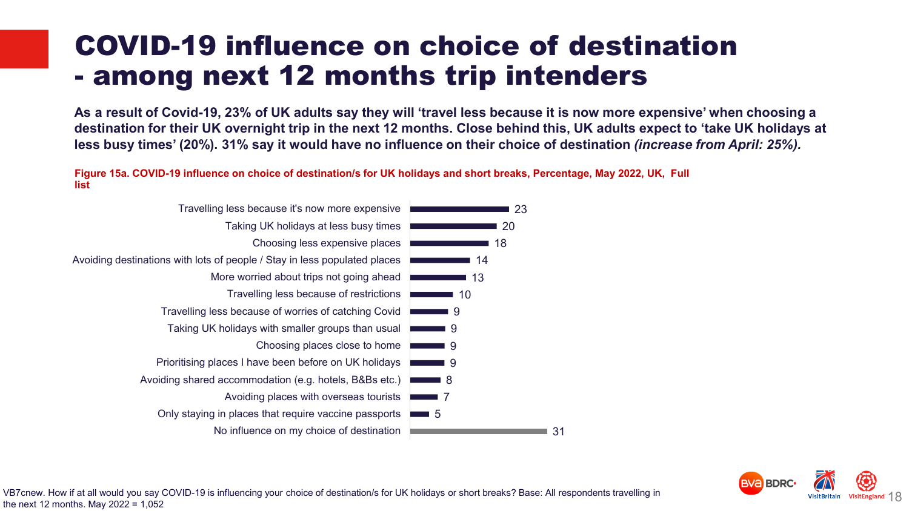# COVID-19 influence on choice of destination - among next 12 months trip intenders

**As a result of Covid-19, 23% of UK adults say they will 'travel less because it is now more expensive' when choosing a destination for their UK overnight trip in the next 12 months. Close behind this, UK adults expect to 'take UK holidays at less busy times' (20%). 31% say it would have no influence on their choice of destination *(increase from April: 25%).***

**Figure 15a. COVID-19 influence on choice of destination/s for UK holidays and short breaks, Percentage, May 2022, UK, Full list**

| Influence | % |
|---|---|
| Travelling less because it's now more expensive | 23 |
| Taking UK holidays at less busy times | 20 |
| Choosing less expensive places | 18 |
| Avoiding destinations with lots of people / Stay in less populated places | 14 |
| More worried about trips not going ahead | 13 |
| Travelling less because of restrictions | 10 |
| Travelling less because of worries of catching Covid | 9 |
| Taking UK holidays with smaller groups than usual | 9 |
| Choosing places close to home | 9 |
| Prioritising places I have been before on UK holidays | 9 |
| Avoiding shared accommodation (e.g. hotels, B&Bs etc.) | 8 |
| Avoiding places with overseas tourists | 7 |
| Only staying in places that require vaccine passports | 5 |
| No influence on my choice of destination | 31 |

VB7cnew. How if at all would you say COVID-19 is influencing your choice of destination/s for UK holidays or short breaks? Base: All respondents travelling in the next 12 months. May 2022 = 1,052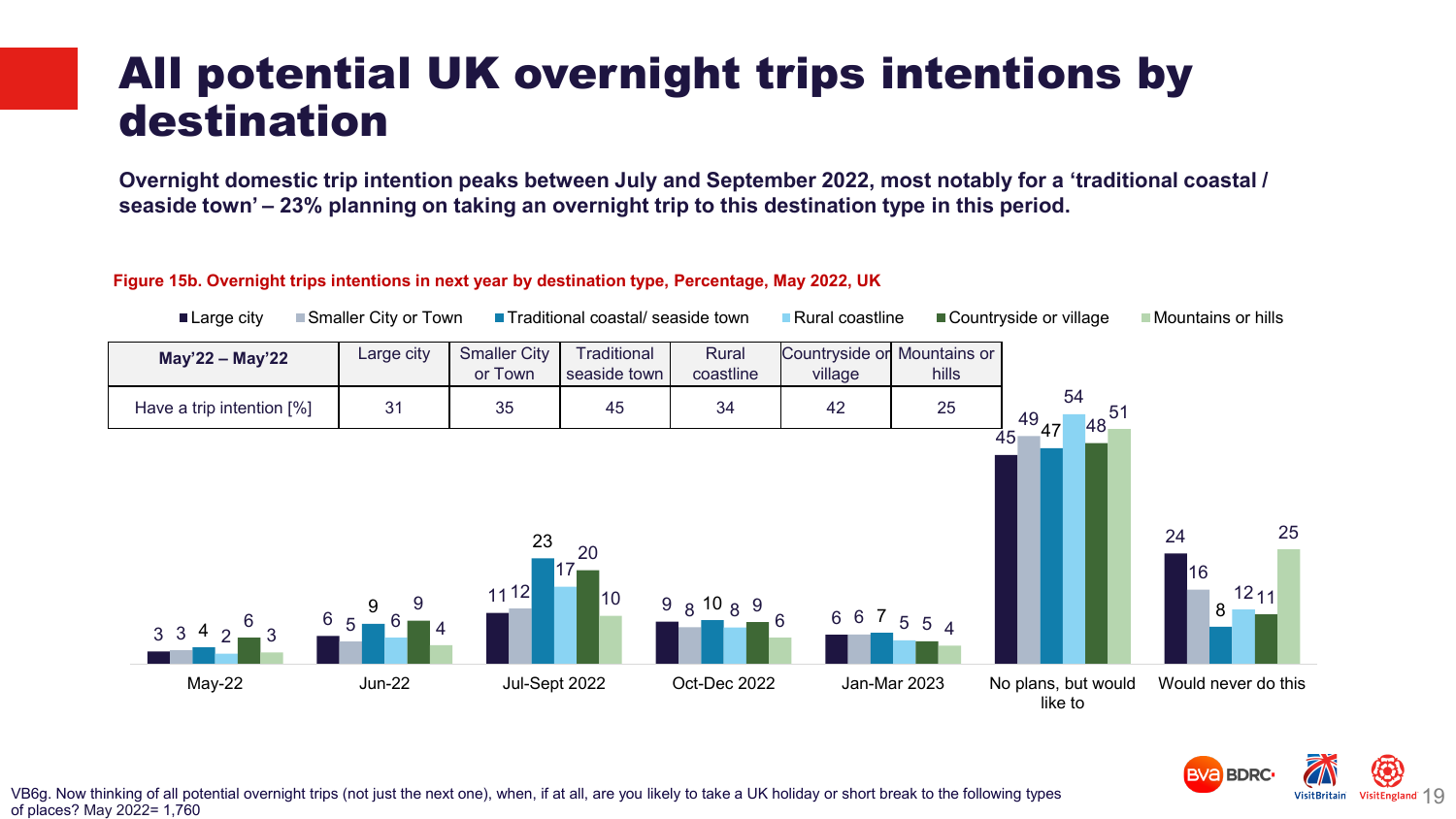# All potential UK overnight trips intentions by destination

**Overnight domestic trip intention peaks between July and September 2022, most notably for a 'traditional coastal / seaside town' – 23% planning on taking an overnight trip to this destination type in this period.**

**Figure 15b. Overnight trips intentions in next year by destination type, Percentage, May 2022, UK**

| May'22 – May'22 | Large city | Smaller City or Town | Traditional seaside town | Rural coastline | Countryside or village | Mountains or hills |
|---|---|---|---|---|---|---|
| Have a trip intention [%] | 31 | 35 | 45 | 34 | 42 | 25 |

| | Large city | Smaller City or Town | Traditional coastal/ seaside town | Rural coastline | Countryside or village | Mountains or hills |
|---|---|---|---|---|---|---|
| May-22 | 3 | 3 | 4 | 2 | 6 | 3 |
| Jun-22 | 6 | 5 | 9 | 6 | 9 | 4 |
| Jul-Sept 2022 | 11 | 12 | 23 | 17 | 20 | 10 |
| Oct-Dec 2022 | 9 | 8 | 10 | 8 | 9 | 6 |
| Jan-Mar 2023 | 6 | 6 | 7 | 5 | 5 | 4 |
| No plans, but would like to | 45 | 49 | 47 | 54 | 48 | 51 |
| Would never do this | 24 | 16 | 8 | 12 | 11 | 25 |

VB6g. Now thinking of all potential overnight trips (not just the next one), when, if at all, are you likely to take a UK holiday or short break to the following types of places? May 2022= 1,760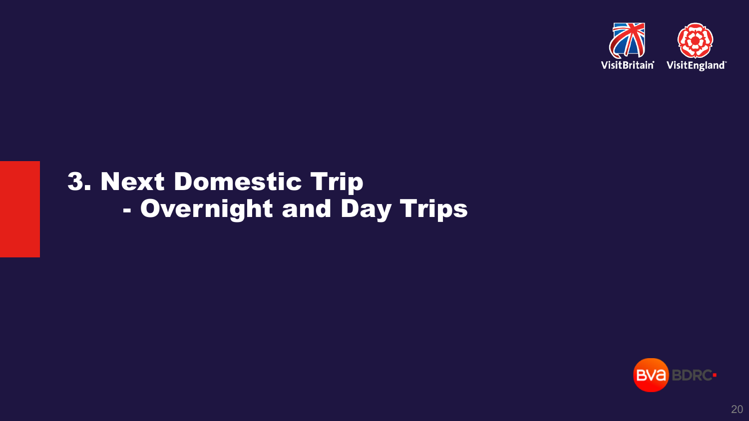# 3. Next Domestic Trip - Overnight and Day Trips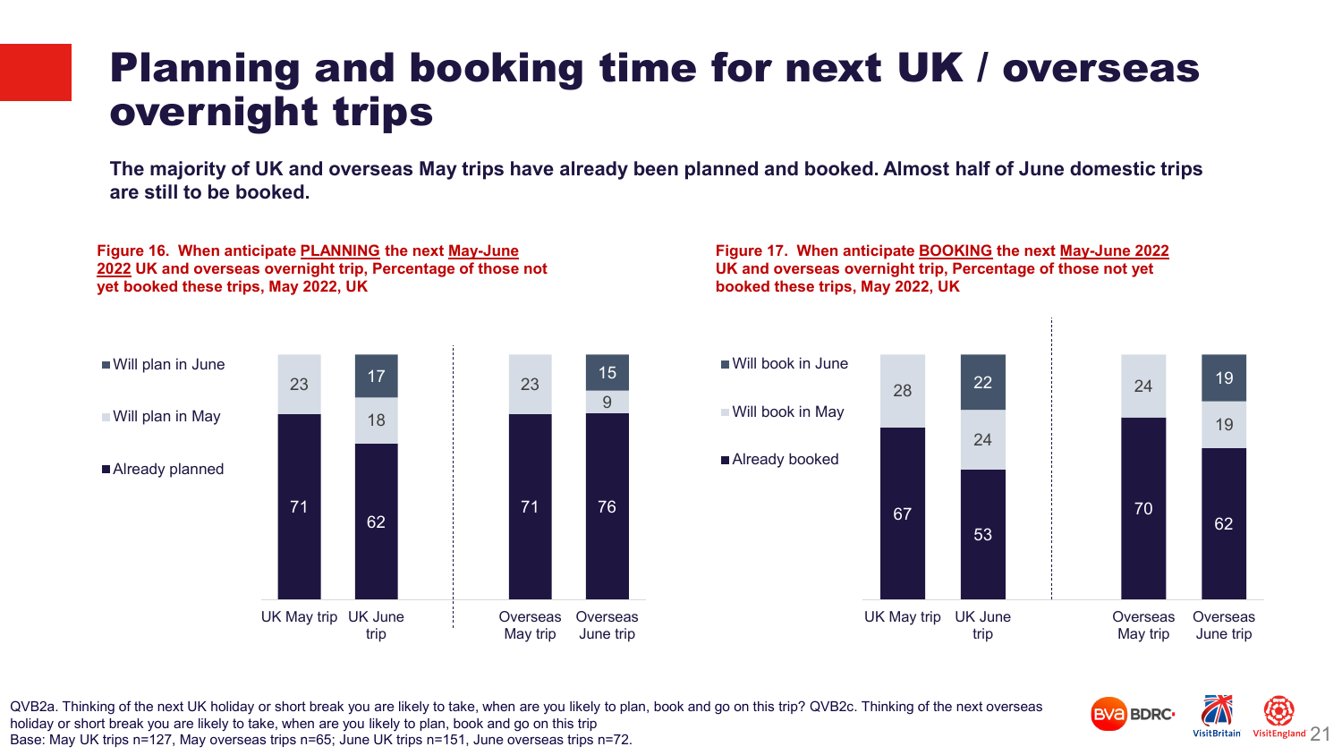# Planning and booking time for next UK / overseas overnight trips

**The majority of UK and overseas May trips have already been planned and booked. Almost half of June domestic trips are still to be booked.**

**Figure 16. When anticipate PLANNING the next May-June 2022 UK and overseas overnight trip, Percentage of those not yet booked these trips, May 2022, UK**

| | UK May trip | UK June trip | Overseas May trip | Overseas June trip |
|---|---|---|---|---|
| Will plan in June | | 17 | | 15 |
| Will plan in May | 23 | 18 | 23 | 9 |
| Already planned | 71 | 62 | 71 | 76 |

**Figure 17. When anticipate BOOKING the next May-June 2022 UK and overseas overnight trip, Percentage of those not yet booked these trips, May 2022, UK**

| | UK May trip | UK June trip | Overseas May trip | Overseas June trip |
|---|---|---|---|---|
| Will book in June | | 22 | | 19 |
| Will book in May | 28 | 24 | 24 | 19 |
| Already booked | 67 | 53 | 70 | 62 |

QVB2a. Thinking of the next UK holiday or short break you are likely to take, when are you likely to plan, book and go on this trip? QVB2c. Thinking of the next overseas holiday or short break you are likely to take, when are you likely to plan, book and go on this trip
Base: May UK trips n=127, May overseas trips n=65; June UK trips n=151, June overseas trips n=72.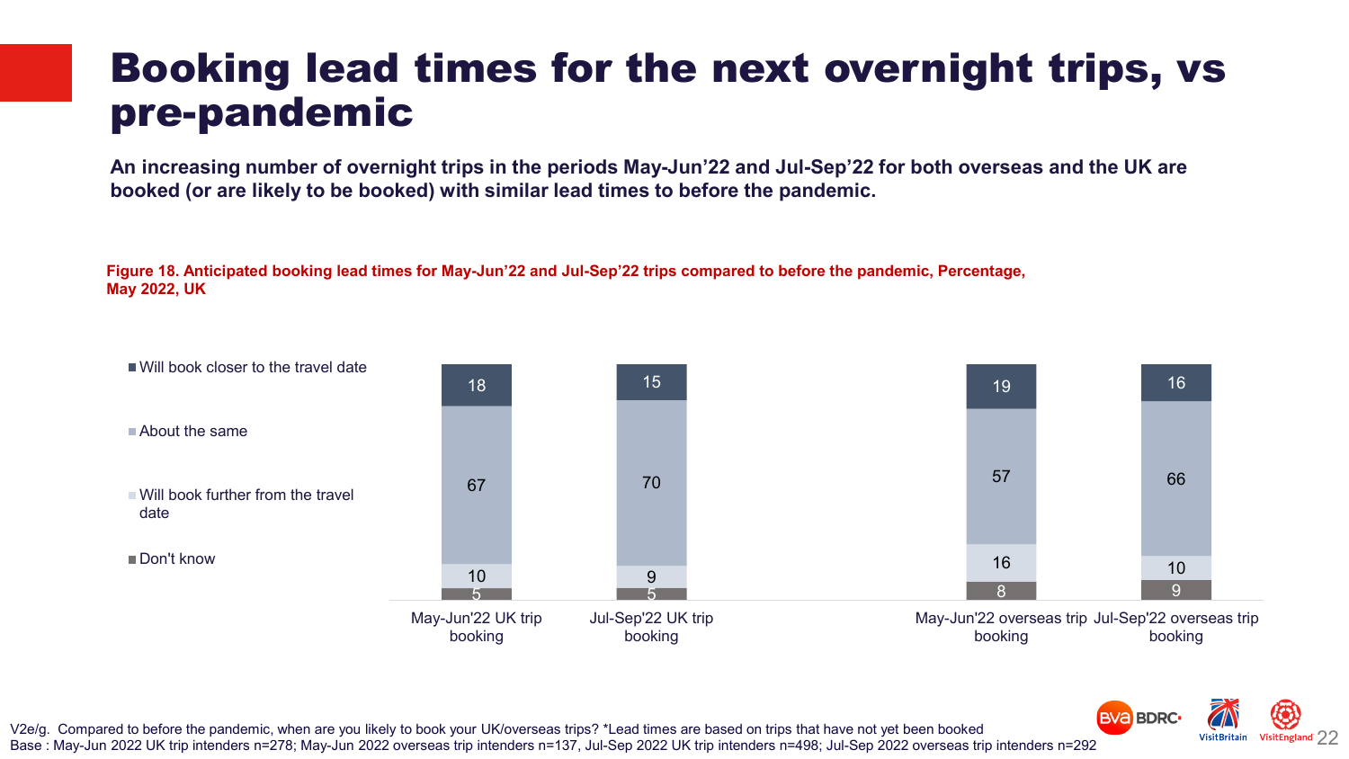# Booking lead times for the next overnight trips, vs pre-pandemic

**An increasing number of overnight trips in the periods May-Jun'22 and Jul-Sep'22 for both overseas and the UK are booked (or are likely to be booked) with similar lead times to before the pandemic.**

**Figure 18. Anticipated booking lead times for May-Jun'22 and Jul-Sep'22 trips compared to before the pandemic, Percentage, May 2022, UK**

| | May-Jun'22 UK trip booking | Jul-Sep'22 UK trip booking | May-Jun'22 overseas trip booking | Jul-Sep'22 overseas trip booking |
|---|---|---|---|---|
| Will book closer to the travel date | 18 | 15 | 19 | 16 |
| About the same | 67 | 70 | 57 | 66 |
| Will book further from the travel date | 10 | 9 | 16 | 10 |
| Don't know | 5 | 5 | 8 | 9 |

V2e/g. Compared to before the pandemic, when are you likely to book your UK/overseas trips? *Lead times are based on trips that have not yet been booked
Base : May-Jun 2022 UK trip intenders n=278; May-Jun 2022 overseas trip intenders n=137, Jul-Sep 2022 UK trip intenders n=498; Jul-Sep 2022 overseas trip intenders n=292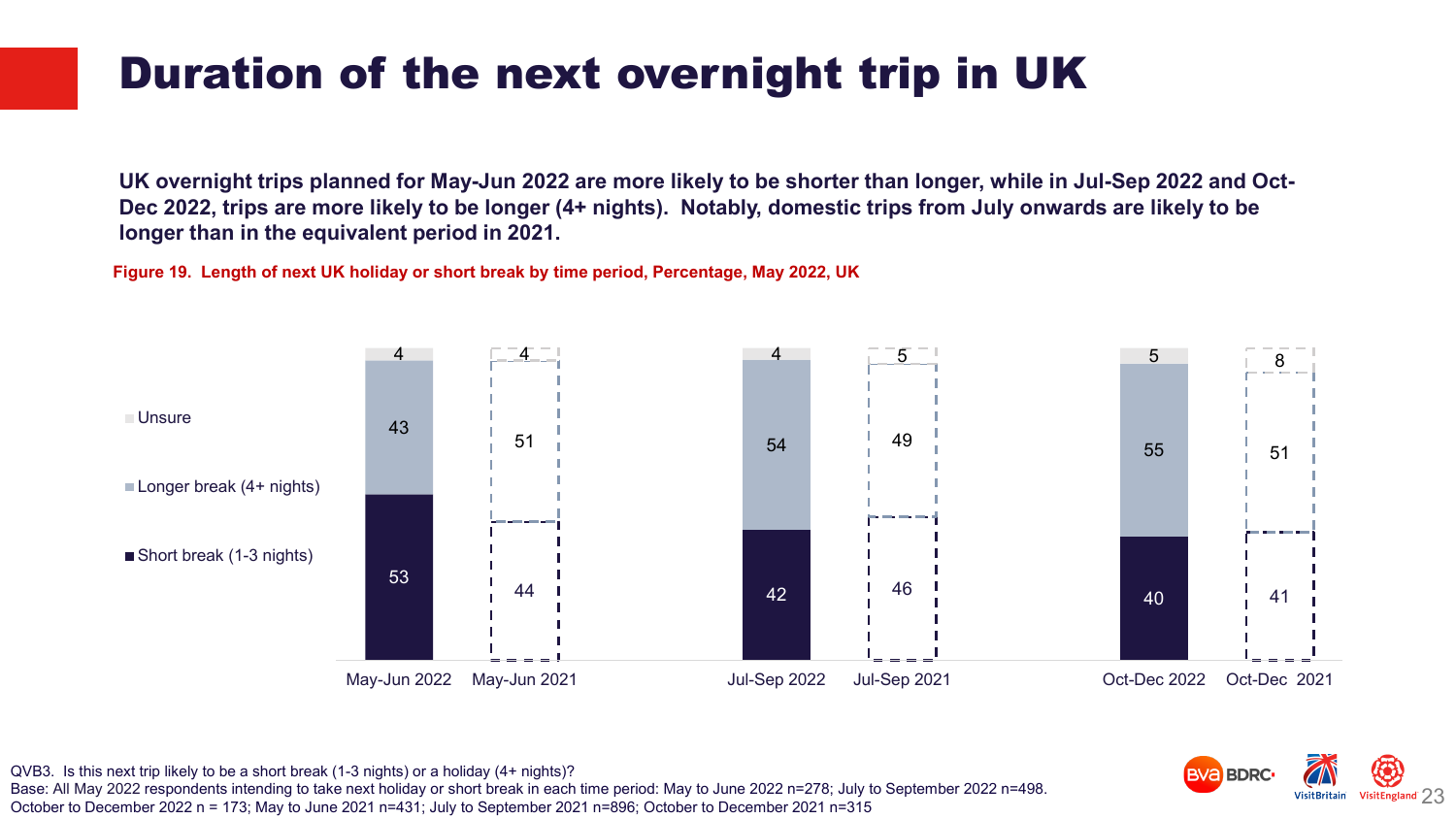# Duration of the next overnight trip in UK

**UK overnight trips planned for May-Jun 2022 are more likely to be shorter than longer, while in Jul-Sep 2022 and Oct-Dec 2022, trips are more likely to be longer (4+ nights). Notably, domestic trips from July onwards are likely to be longer than in the equivalent period in 2021.**

**Figure 19. Length of next UK holiday or short break by time period, Percentage, May 2022, UK**

| | May-Jun 2022 | May-Jun 2021 | Jul-Sep 2022 | Jul-Sep 2021 | Oct-Dec 2022 | Oct-Dec 2021 |
|---|---|---|---|---|---|---|
| Unsure | 4 | 4 | 4 | 5 | 5 | 8 |
| Longer break (4+ nights) | 43 | 51 | 54 | 49 | 55 | 51 |
| Short break (1-3 nights) | 53 | 44 | 42 | 46 | 40 | 41 |

QVB3. Is this next trip likely to be a short break (1-3 nights) or a holiday (4+ nights)?
Base: All May 2022 respondents intending to take next holiday or short break in each time period: May to June 2022 n=278; July to September 2022 n=498. October to December 2022 n = 173; May to June 2021 n=431; July to September 2021 n=896; October to December 2021 n=315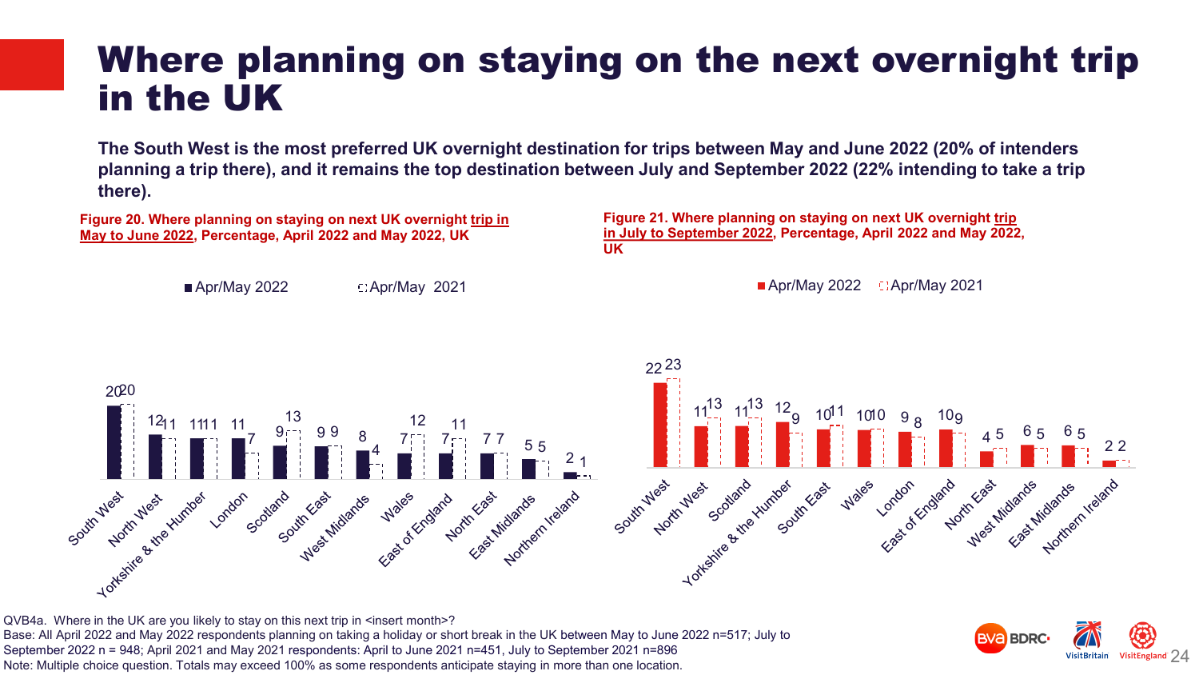# Where planning on staying on the next overnight trip in the UK

**The South West is the most preferred UK overnight destination for trips between May and June 2022 (20% of intenders planning a trip there), and it remains the top destination between July and September 2022 (22% intending to take a trip there).**

**Figure 20. Where planning on staying on next UK overnight trip in May to June 2022, Percentage, April 2022 and May 2022, UK**

| Region | Apr/May 2022 | Apr/May 2021 |
|---|---|---|
| South West | 20 | 20 |
| North West | 12 | 11 |
| Yorkshire & the Humber | 11 | 11 |
| London | 11 | 7 |
| Scotland | 9 | 13 |
| South East | 9 | 9 |
| West Midlands | 8 | 4 |
| Wales | 7 | 12 |
| East of England | 7 | 11 |
| North East | 7 | 7 |
| East Midlands | 5 | 5 |
| Northern Ireland | 2 | 1 |

**Figure 21. Where planning on staying on next UK overnight trip in July to September 2022, Percentage, April 2022 and May 2022, UK**

| Region | Apr/May 2022 | Apr/May 2021 |
|---|---|---|
| South West | 22 | 23 |
| North West | 11 | 13 |
| Scotland | 11 | 13 |
| Yorkshire & the Humber | 12 | 9 |
| South East | 10 | 11 |
| Wales | 10 | 10 |
| London | 9 | 8 |
| East of England | 10 | 9 |
| North East | 4 | 5 |
| West Midlands | 6 | 5 |
| East Midlands | 6 | 5 |
| Northern Ireland | 2 | 2 |

QVB4a. Where in the UK are you likely to stay on this next trip in <insert month>?
Base: All April 2022 and May 2022 respondents planning on taking a holiday or short break in the UK between May to June 2022 n=517; July to September 2022 n = 948; April 2021 and May 2021 respondents: April to June 2021 n=451, July to September 2021 n=896
Note: Multiple choice question. Totals may exceed 100% as some respondents anticipate staying in more than one location.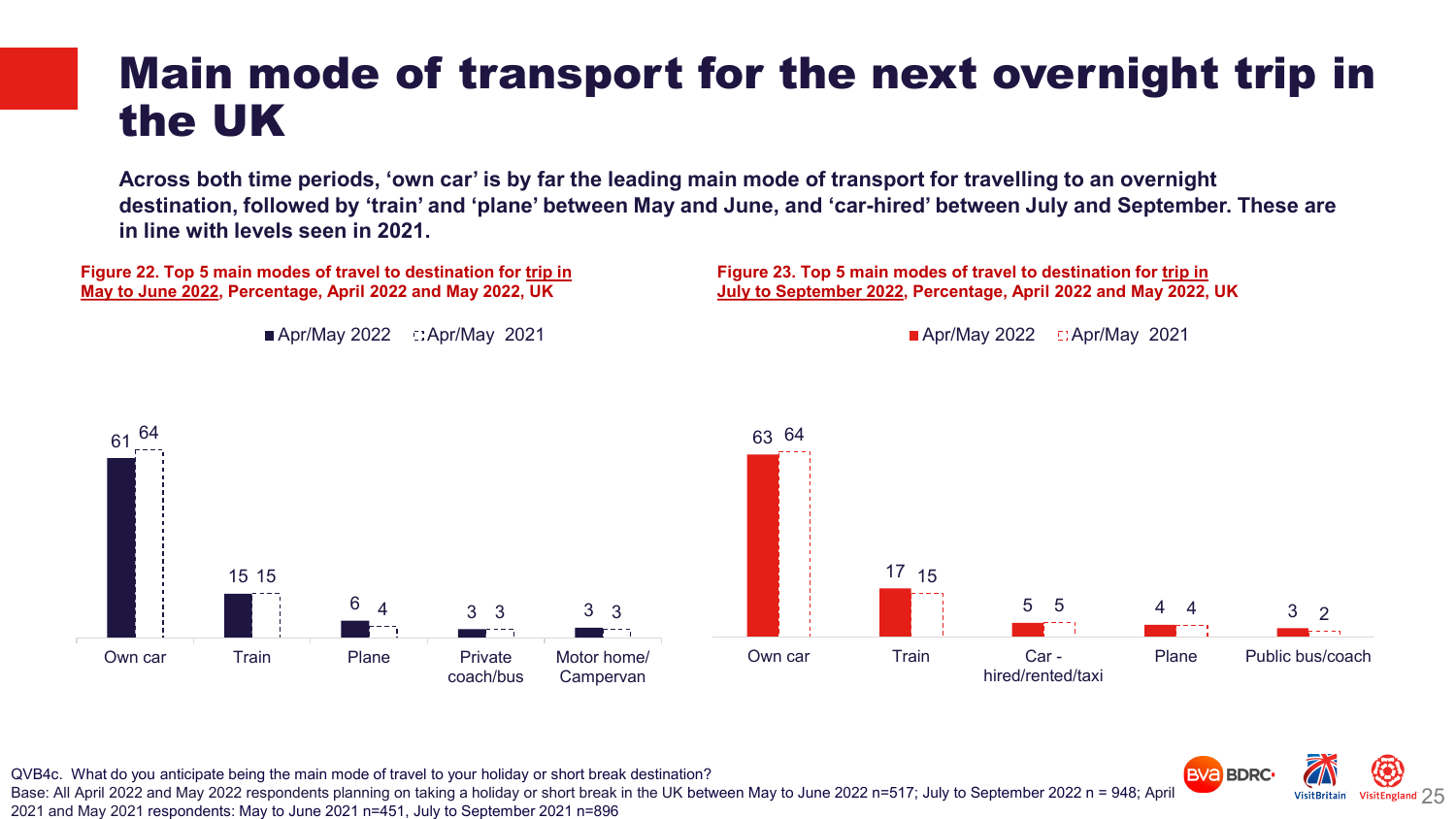# Main mode of transport for the next overnight trip in the UK

**Across both time periods, 'own car' is by far the leading main mode of transport for travelling to an overnight destination, followed by 'train' and 'plane' between May and June, and 'car-hired' between July and September. These are in line with levels seen in 2021.**

**Figure 22. Top 5 main modes of travel to destination for trip in May to June 2022, Percentage, April 2022 and May 2022, UK**

| Mode | Apr/May 2022 | Apr/May 2021 |
|---|---|---|
| Own car | 61 | 64 |
| Train | 15 | 15 |
| Plane | 6 | 4 |
| Private coach/bus | 3 | 3 |
| Motor home/ Campervan | 3 | 3 |

**Figure 23. Top 5 main modes of travel to destination for trip in July to September 2022, Percentage, April 2022 and May 2022, UK**

| Mode | Apr/May 2022 | Apr/May 2021 |
|---|---|---|
| Own car | 63 | 64 |
| Train | 17 | 15 |
| Car - hired/rented/taxi | 5 | 5 |
| Plane | 4 | 4 |
| Public bus/coach | 3 | 2 |

QVB4c. What do you anticipate being the main mode of travel to your holiday or short break destination?
Base: All April 2022 and May 2022 respondents planning on taking a holiday or short break in the UK between May to June 2022 n=517; July to September 2022 n = 948; April 2021 and May 2021 respondents: May to June 2021 n=451, July to September 2021 n=896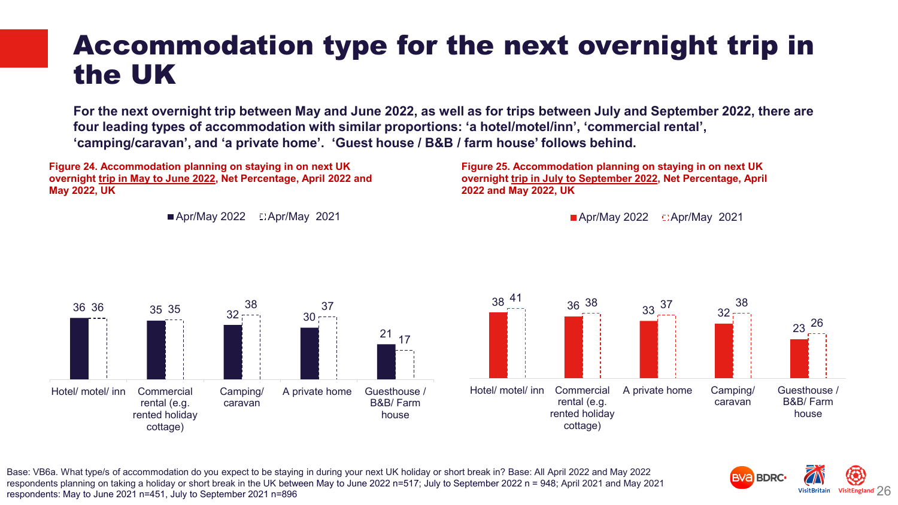# Accommodation type for the next overnight trip in the UK

**For the next overnight trip between May and June 2022, as well as for trips between July and September 2022, there are four leading types of accommodation with similar proportions: 'a hotel/motel/inn', 'commercial rental', 'camping/caravan', and 'a private home'. 'Guest house / B&B / farm house' follows behind.**

**Figure 24. Accommodation planning on staying in on next UK overnight trip in May to June 2022, Net Percentage, April 2022 and May 2022, UK**

| | Apr/May 2022 | Apr/May 2021 |
|---|---|---|
| Hotel/ motel/ inn | 36 | 36 |
| Commercial rental (e.g. rented holiday cottage) | 35 | 35 |
| Camping/ caravan | 32 | 38 |
| A private home | 30 | 37 |
| Guesthouse / B&B/ Farm house | 21 | 17 |

**Figure 25. Accommodation planning on staying in on next UK overnight trip in July to September 2022, Net Percentage, April 2022 and May 2022, UK**

| | Apr/May 2022 | Apr/May 2021 |
|---|---|---|
| Hotel/ motel/ inn | 38 | 41 |
| Commercial rental (e.g. rented holiday cottage) | 36 | 38 |
| A private home | 33 | 37 |
| Camping/ caravan | 32 | 38 |
| Guesthouse / B&B/ Farm house | 23 | 26 |

Base: VB6a. What type/s of accommodation do you expect to be staying in during your next UK holiday or short break in? Base: All April 2022 and May 2022 respondents planning on taking a holiday or short break in the UK between May to June 2022 n=517; July to September 2022 n = 948; April 2021 and May 2021 respondents: May to June 2021 n=451, July to September 2021 n=896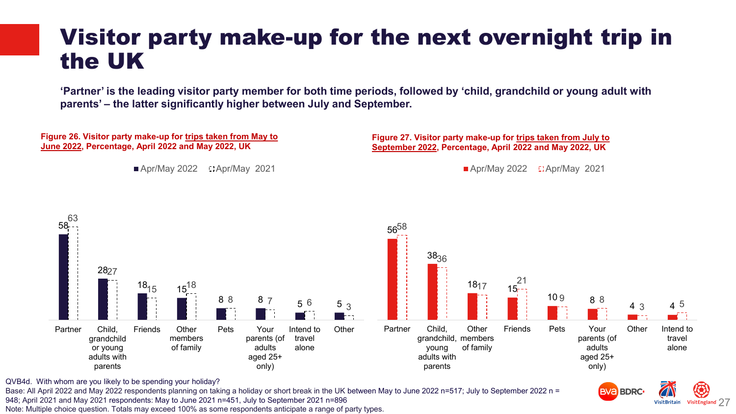# Visitor party make-up for the next overnight trip in the UK

**'Partner' is the leading visitor party member for both time periods, followed by 'child, grandchild or young adult with parents' – the latter significantly higher between July and September.**

**Figure 26. Visitor party make-up for trips taken from May to June 2022, Percentage, April 2022 and May 2022, UK**

| | Apr/May 2022 | Apr/May 2021 |
|---|---|---|
| Partner | 58 | 63 |
| Child, grandchild or young adults with parents | 28 | 27 |
| Friends | 18 | 15 |
| Other members of family | 15 | 18 |
| Pets | 8 | 8 |
| Your parents (of adults aged 25+ only) | 8 | 7 |
| Intend to travel alone | 5 | 6 |
| Other | 5 | 3 |

**Figure 27. Visitor party make-up for trips taken from July to September 2022, Percentage, April 2022 and May 2022, UK**

| | Apr/May 2022 | Apr/May 2021 |
|---|---|---|
| Partner | 56 | 58 |
| Child, grandchild, young adults with parents | 38 | 36 |
| Other members of family | 18 | 17 |
| Friends | 15 | 21 |
| Pets | 10 | 9 |
| Your parents (of adults aged 25+ only) | 8 | 8 |
| Other | 4 | 3 |
| Intend to travel alone | 4 | 5 |

QVB4d. With whom are you likely to be spending your holiday?
Base: All April 2022 and May 2022 respondents planning on taking a holiday or short break in the UK between May to June 2022 n=517; July to September 2022 n = 948; April 2021 and May 2021 respondents: May to June 2021 n=451, July to September 2021 n=896
Note: Multiple choice question. Totals may exceed 100% as some respondents anticipate a range of party types.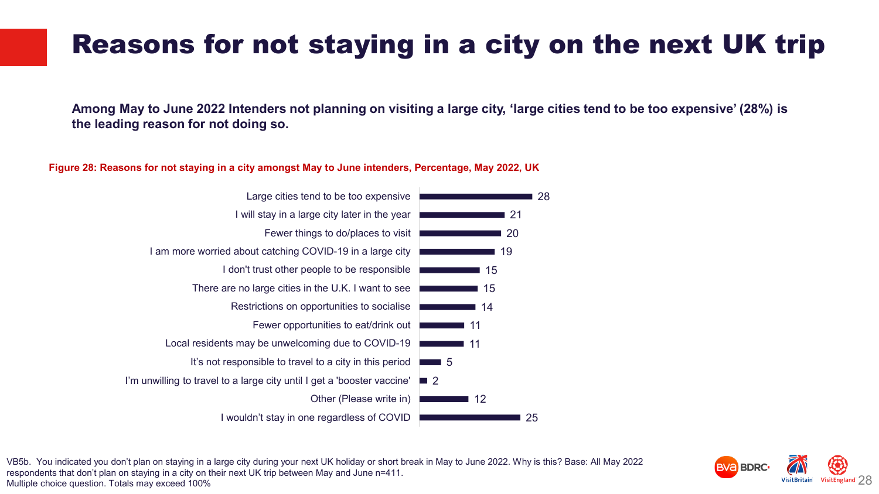# Reasons for not staying in a city on the next UK trip

**Among May to June 2022 Intenders not planning on visiting a large city, 'large cities tend to be too expensive' (28%) is the leading reason for not doing so.**

**Figure 28: Reasons for not staying in a city amongst May to June intenders, Percentage, May 2022, UK**

| Reason | Percentage |
| --- | --- |
| Large cities tend to be too expensive | 28 |
| I will stay in a large city later in the year | 21 |
| Fewer things to do/places to visit | 20 |
| I am more worried about catching COVID-19 in a large city | 19 |
| I don't trust other people to be responsible | 15 |
| There are no large cities in the U.K. I want to see | 15 |
| Restrictions on opportunities to socialise | 14 |
| Fewer opportunities to eat/drink out | 11 |
| Local residents may be unwelcoming due to COVID-19 | 11 |
| It's not responsible to travel to a city in this period | 5 |
| I'm unwilling to travel to a large city until I get a 'booster vaccine' | 2 |
| Other (Please write in) | 12 |
| I wouldn't stay in one regardless of COVID | 25 |

VB5b. You indicated you don't plan on staying in a large city during your next UK holiday or short break in May to June 2022. Why is this? Base: All May 2022 respondents that don't plan on staying in a city on their next UK trip between May and June n=411.
Multiple choice question. Totals may exceed 100%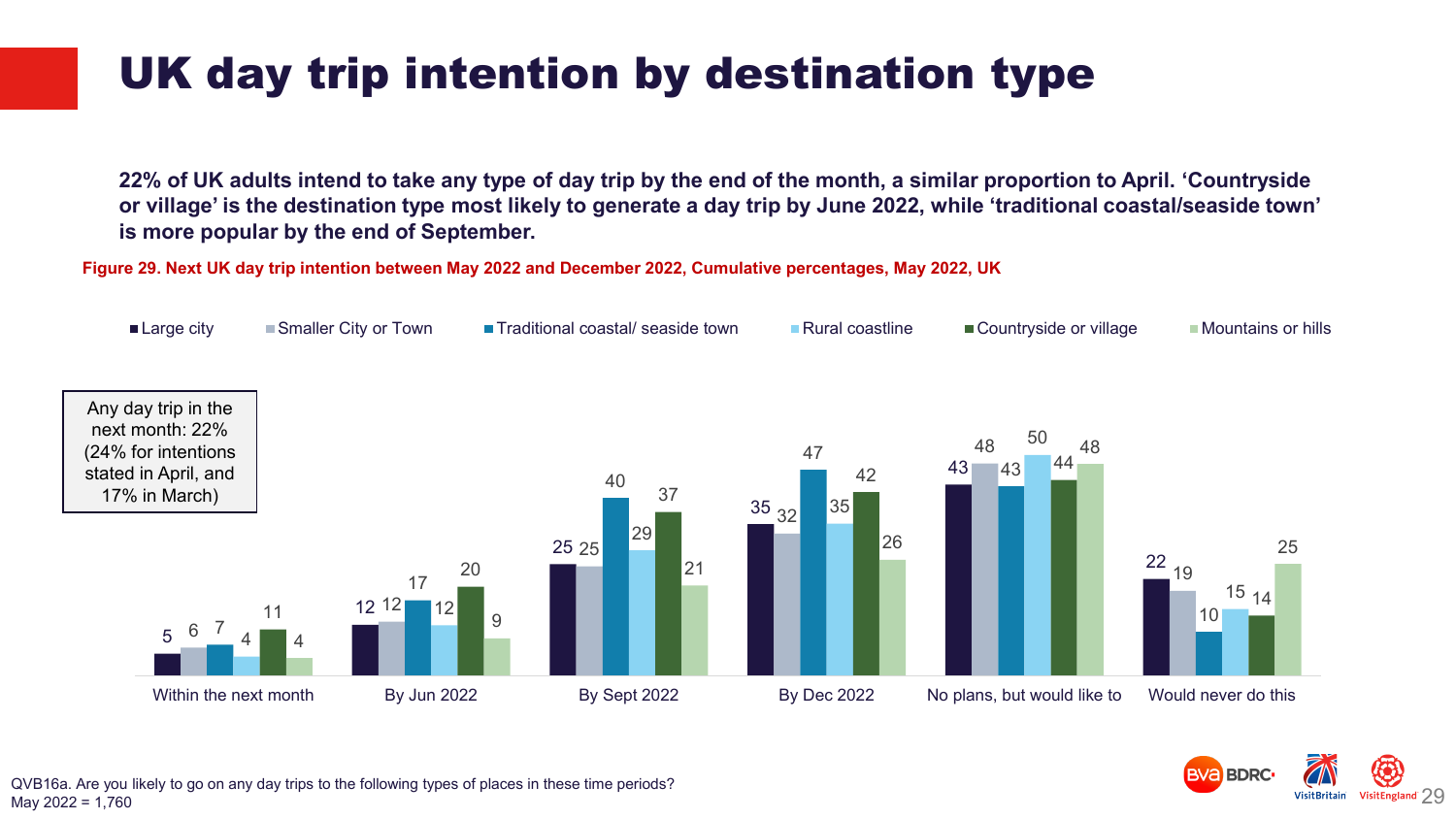# UK day trip intention by destination type

**22% of UK adults intend to take any type of day trip by the end of the month, a similar proportion to April. 'Countryside or village' is the destination type most likely to generate a day trip by June 2022, while 'traditional coastal/seaside town' is more popular by the end of September.**

**Figure 29. Next UK day trip intention between May 2022 and December 2022, Cumulative percentages, May 2022, UK**

| | Large city | Smaller City or Town | Traditional coastal/ seaside town | Rural coastline | Countryside or village | Mountains or hills |
|---|---|---|---|---|---|---|
| Within the next month | 5 | 6 | 7 | 4 | 11 | 4 |
| By Jun 2022 | 12 | 12 | 17 | 12 | 20 | 9 |
| By Sept 2022 | 25 | 25 | 40 | 29 | 37 | 21 |
| By Dec 2022 | 35 | 32 | 47 | 35 | 42 | 26 |
| No plans, but would like to | 43 | 48 | 43 | 50 | 44 | 48 |
| Would never do this | 22 | 19 | 10 | 15 | 14 | 25 |

Any day trip in the next month: 22% (24% for intentions stated in April, and 17% in March)

QVB16a. Are you likely to go on any day trips to the following types of places in these time periods?
May 2022 = 1,760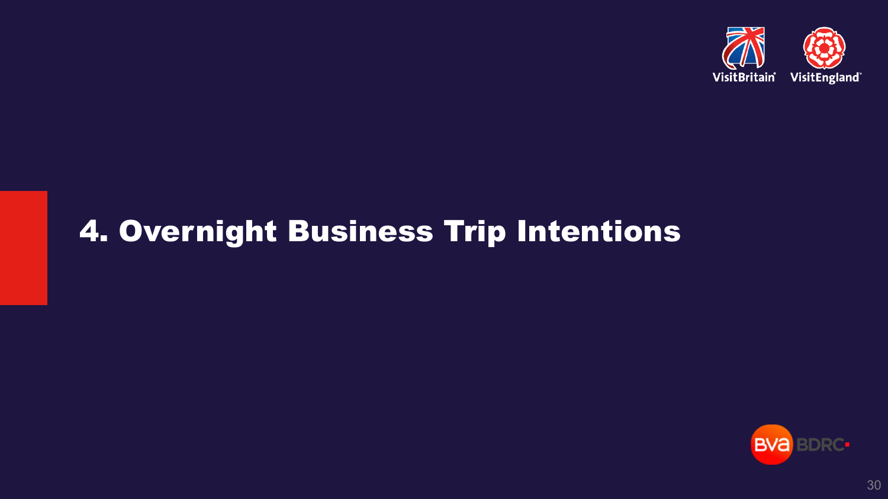# 4. Overnight Business Trip Intentions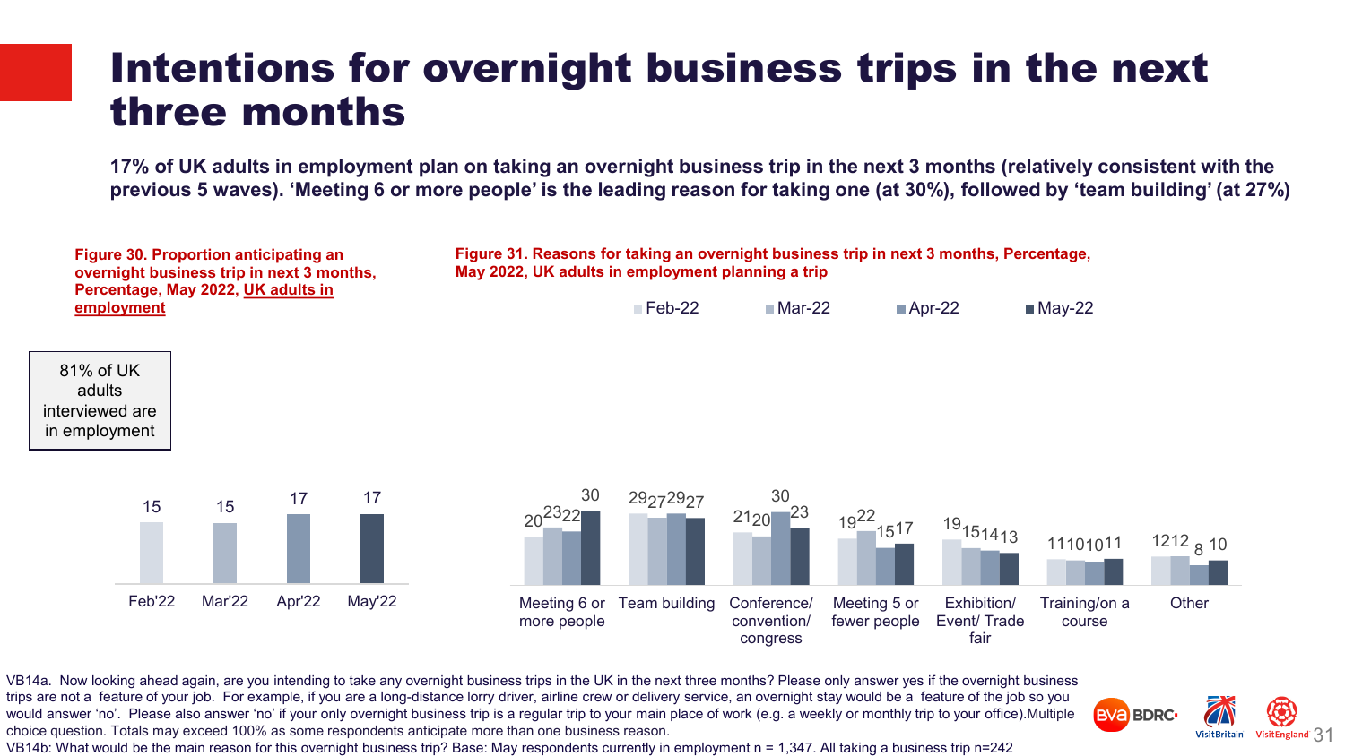# Intentions for overnight business trips in the next three months

**17% of UK adults in employment plan on taking an overnight business trip in the next 3 months (relatively consistent with the previous 5 waves). 'Meeting 6 or more people' is the leading reason for taking one (at 30%), followed by 'team building' (at 27%)**

**Figure 30. Proportion anticipating an overnight business trip in next 3 months, Percentage, May 2022, UK adults in employment**

81% of UK adults interviewed are in employment

| Feb'22 | Mar'22 | Apr'22 | May'22 |
|---|---|---|---|
| 15 | 15 | 17 | 17 |

**Figure 31. Reasons for taking an overnight business trip in next 3 months, Percentage, May 2022, UK adults in employment planning a trip**

| Reason | Feb-22 | Mar-22 | Apr-22 | May-22 |
|---|---|---|---|---|
| Meeting 6 or more people | 20 | 23 | 22 | 30 |
| Team building | 29 | 27 | 29 | 27 |
| Conference/ convention/ congress | 21 | 20 | 30 | 23 |
| Meeting 5 or fewer people | 19 | 22 | 15 | 17 |
| Exhibition/ Event/ Trade fair | 19 | 15 | 14 | 13 |
| Training/on a course | 11 | 10 | 10 | 11 |
| Other | 12 | 12 | 8 | 10 |

VB14a. Now looking ahead again, are you intending to take any overnight business trips in the UK in the next three months? Please only answer yes if the overnight business trips are not a feature of your job. For example, if you are a long-distance lorry driver, airline crew or delivery service, an overnight stay would be a feature of the job so you would answer 'no'. Please also answer 'no' if your only overnight business trip is a regular trip to your main place of work (e.g. a weekly or monthly trip to your office).Multiple choice question. Totals may exceed 100% as some respondents anticipate more than one business reason.
VB14b: What would be the main reason for this overnight business trip? Base: May respondents currently in employment n = 1,347. All taking a business trip n=242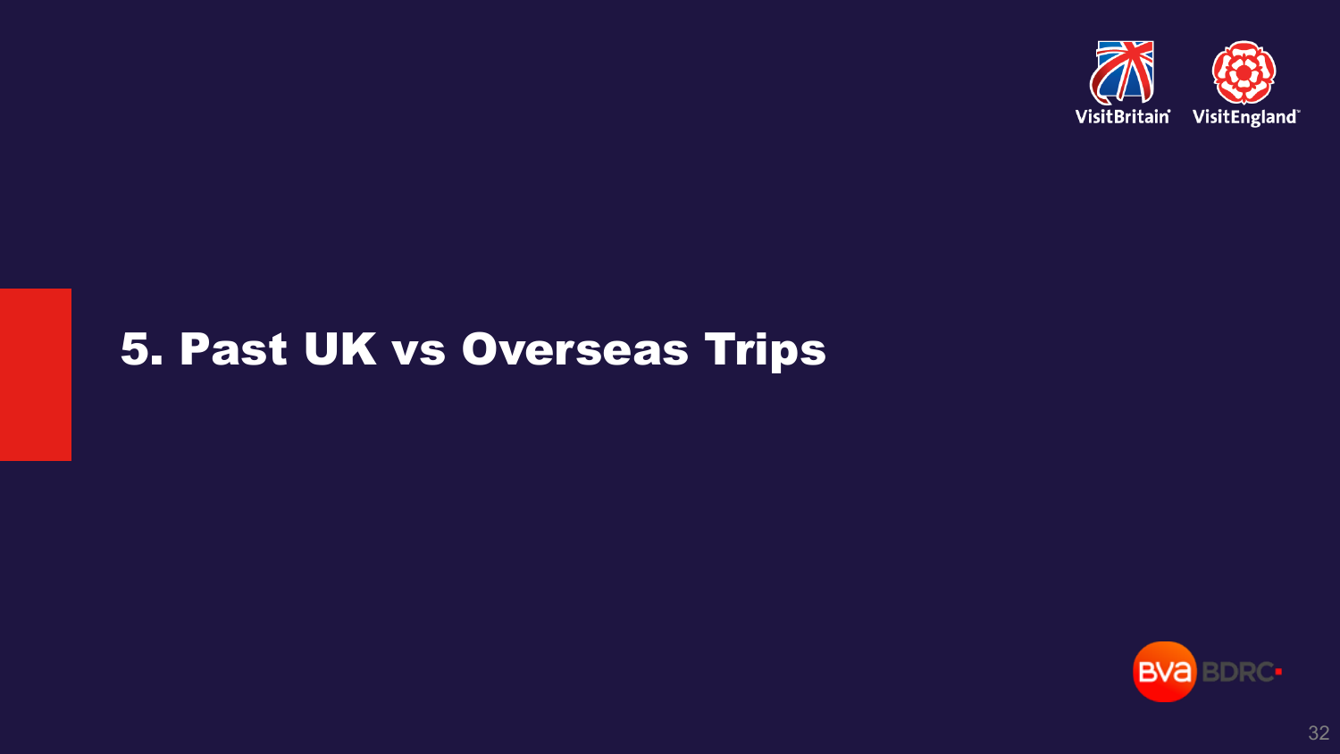# 5. Past UK vs Overseas Trips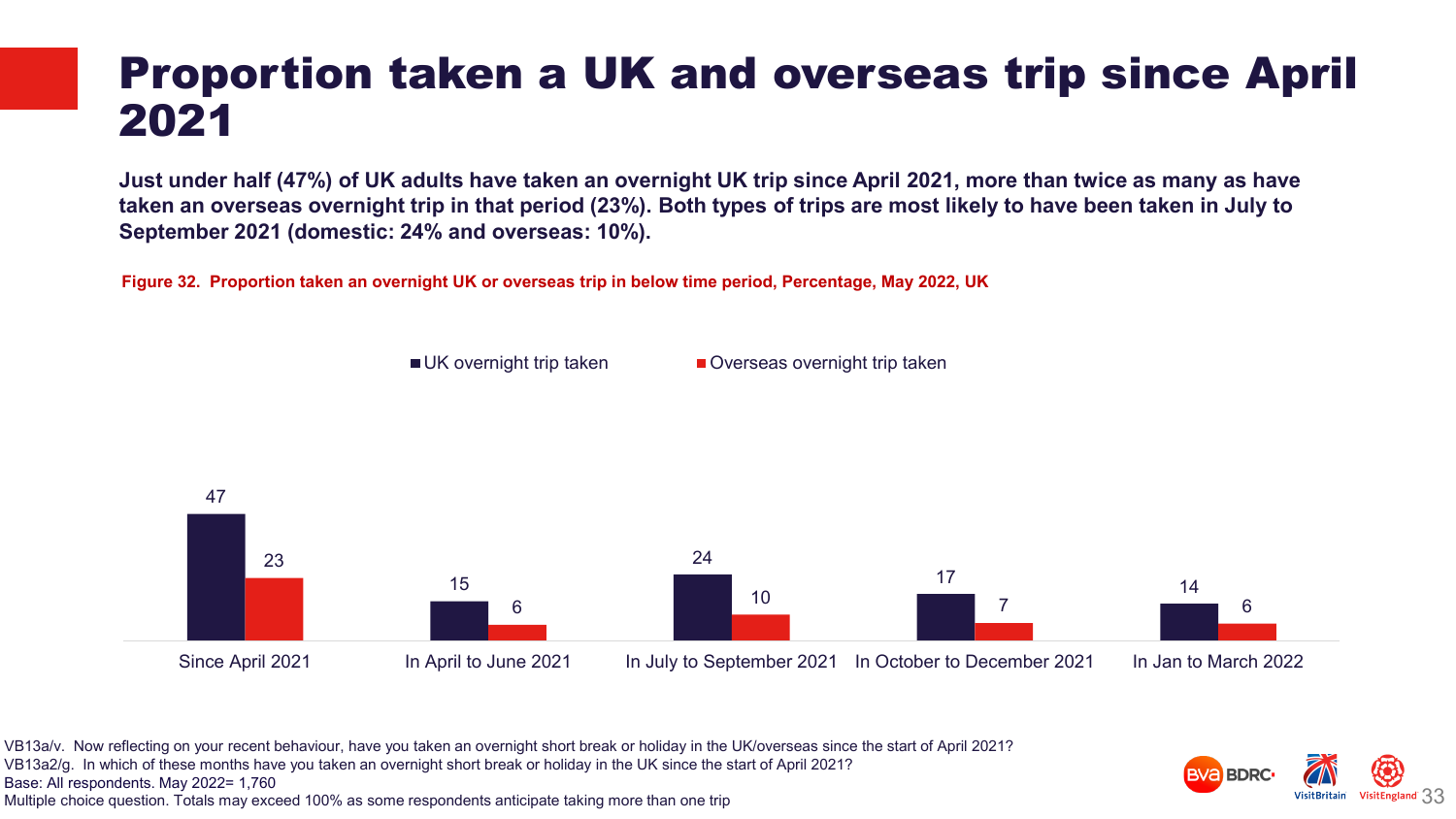# Proportion taken a UK and overseas trip since April 2021

**Just under half (47%) of UK adults have taken an overnight UK trip since April 2021, more than twice as many as have taken an overseas overnight trip in that period (23%). Both types of trips are most likely to have been taken in July to September 2021 (domestic: 24% and overseas: 10%).**

**Figure 32. Proportion taken an overnight UK or overseas trip in below time period, Percentage, May 2022, UK**

| | UK overnight trip taken | Overseas overnight trip taken |
|---|---|---|
| Since April 2021 | 47 | 23 |
| In April to June 2021 | 15 | 6 |
| In July to September 2021 | 24 | 10 |
| In October to December 2021 | 17 | 7 |
| In Jan to March 2022 | 14 | 6 |

VB13a/v. Now reflecting on your recent behaviour, have you taken an overnight short break or holiday in the UK/overseas since the start of April 2021?
VB13a2/g. In which of these months have you taken an overnight short break or holiday in the UK since the start of April 2021?
Base: All respondents. May 2022= 1,760
Multiple choice question. Totals may exceed 100% as some respondents anticipate taking more than one trip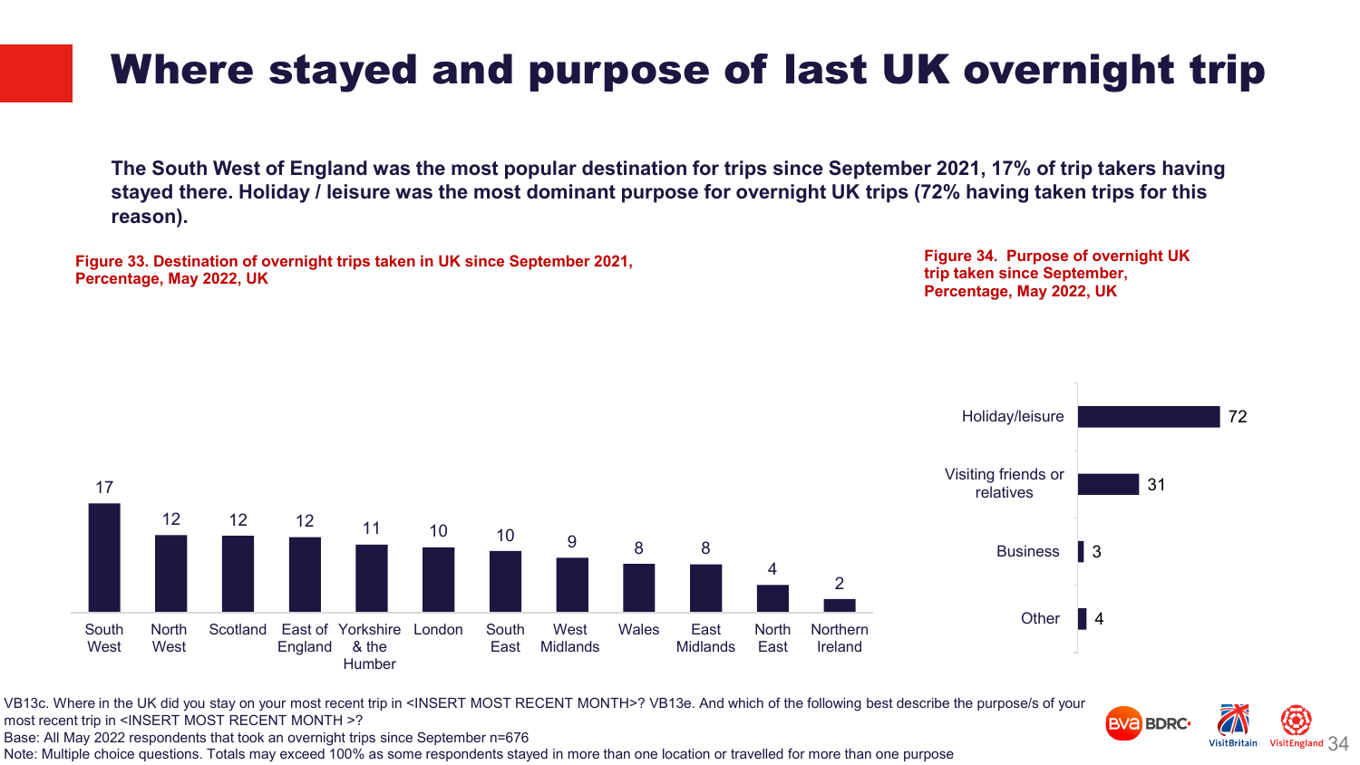# Where stayed and purpose of last UK overnight trip

**The South West of England was the most popular destination for trips since September 2021, 17% of trip takers having stayed there. Holiday / leisure was the most dominant purpose for overnight UK trips (72% having taken trips for this reason).**

**Figure 33. Destination of overnight trips taken in UK since September 2021, Percentage, May 2022, UK**

| Destination | % |
|---|---|
| South West | 17 |
| North West | 12 |
| Scotland | 12 |
| East of England | 12 |
| Yorkshire & the Humber | 11 |
| London | 10 |
| South East | 10 |
| West Midlands | 9 |
| Wales | 8 |
| East Midlands | 8 |
| North East | 4 |
| Northern Ireland | 2 |

**Figure 34. Purpose of overnight UK trip taken since September, Percentage, May 2022, UK**

| Purpose | % |
|---|---|
| Holiday/leisure | 72 |
| Visiting friends or relatives | 31 |
| Business | 3 |
| Other | 4 |

VB13c. Where in the UK did you stay on your most recent trip in <INSERT MOST RECENT MONTH>? VB13e. And which of the following best describe the purpose/s of your most recent trip in <INSERT MOST RECENT MONTH >?
Base: All May 2022 respondents that took an overnight trips since September n=676
Note: Multiple choice questions. Totals may exceed 100% as some respondents stayed in more than one location or travelled for more than one purpose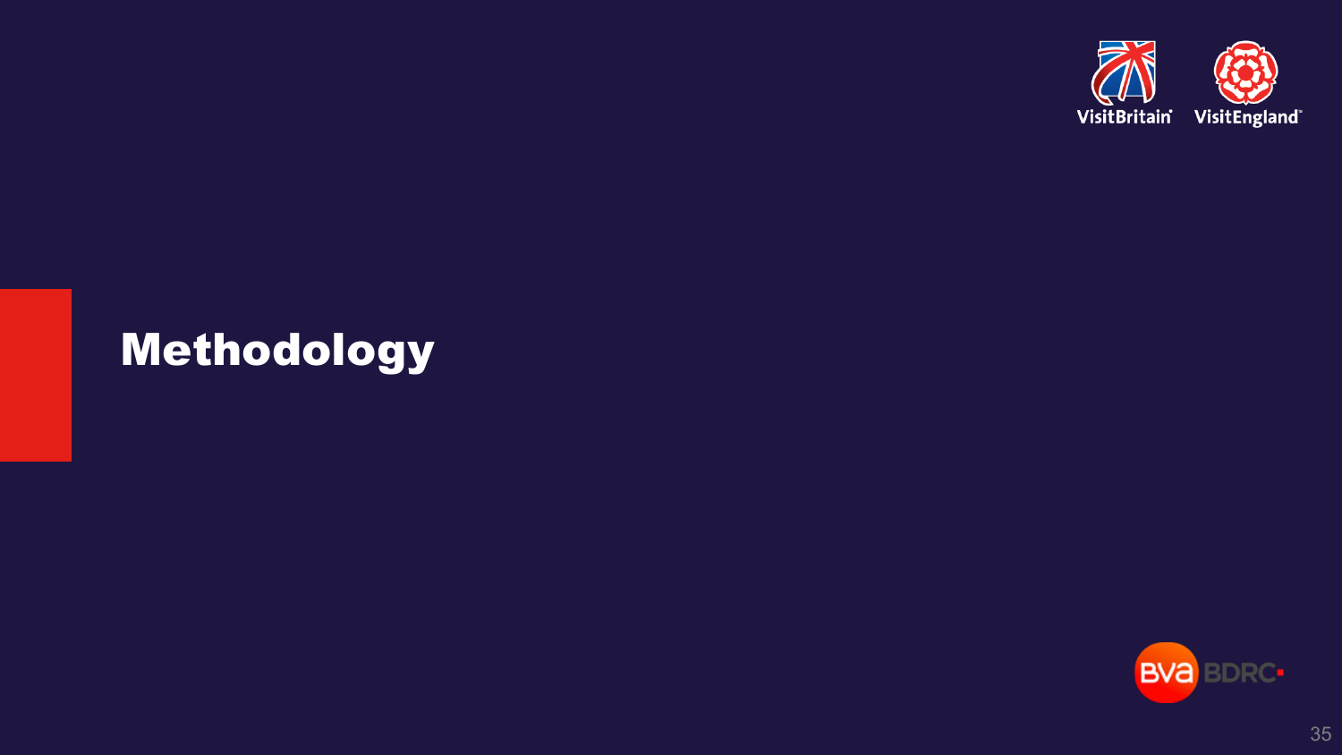# Methodology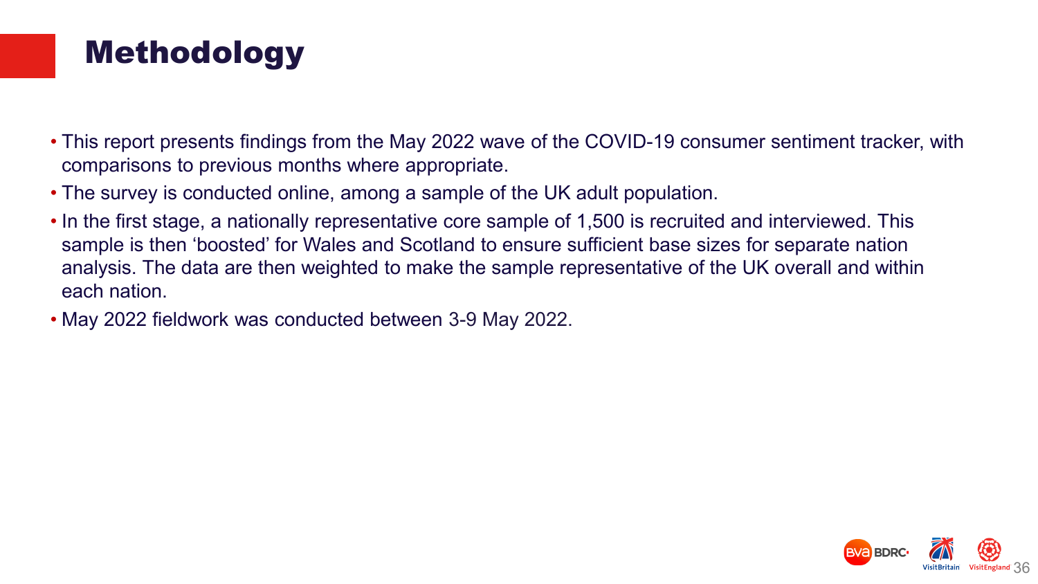# Methodology

- This report presents findings from the May 2022 wave of the COVID-19 consumer sentiment tracker, with comparisons to previous months where appropriate.
- The survey is conducted online, among a sample of the UK adult population.
- In the first stage, a nationally representative core sample of 1,500 is recruited and interviewed. This sample is then ‘boosted’ for Wales and Scotland to ensure sufficient base sizes for separate nation analysis. The data are then weighted to make the sample representative of the UK overall and within each nation.
- May 2022 fieldwork was conducted between 3-9 May 2022.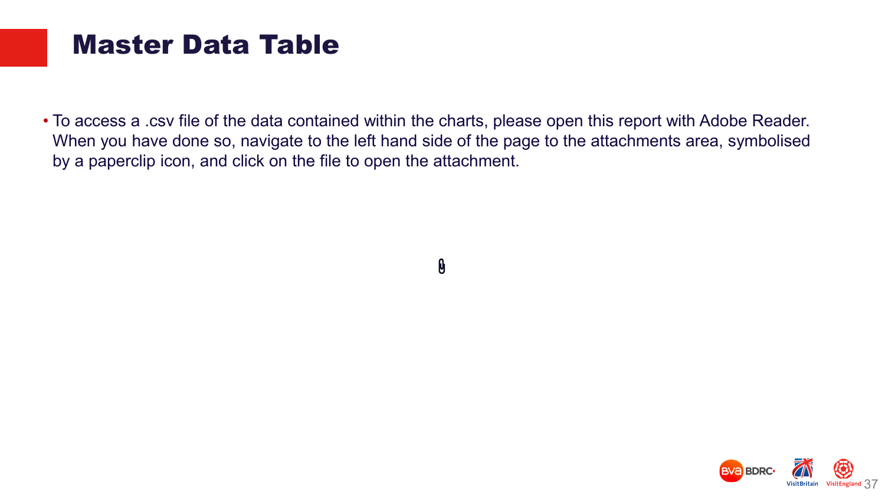# Master Data Table

- To access a .csv file of the data contained within the charts, please open this report with Adobe Reader. When you have done so, navigate to the left hand side of the page to the attachments area, symbolised by a paperclip icon, and click on the file to open the attachment.